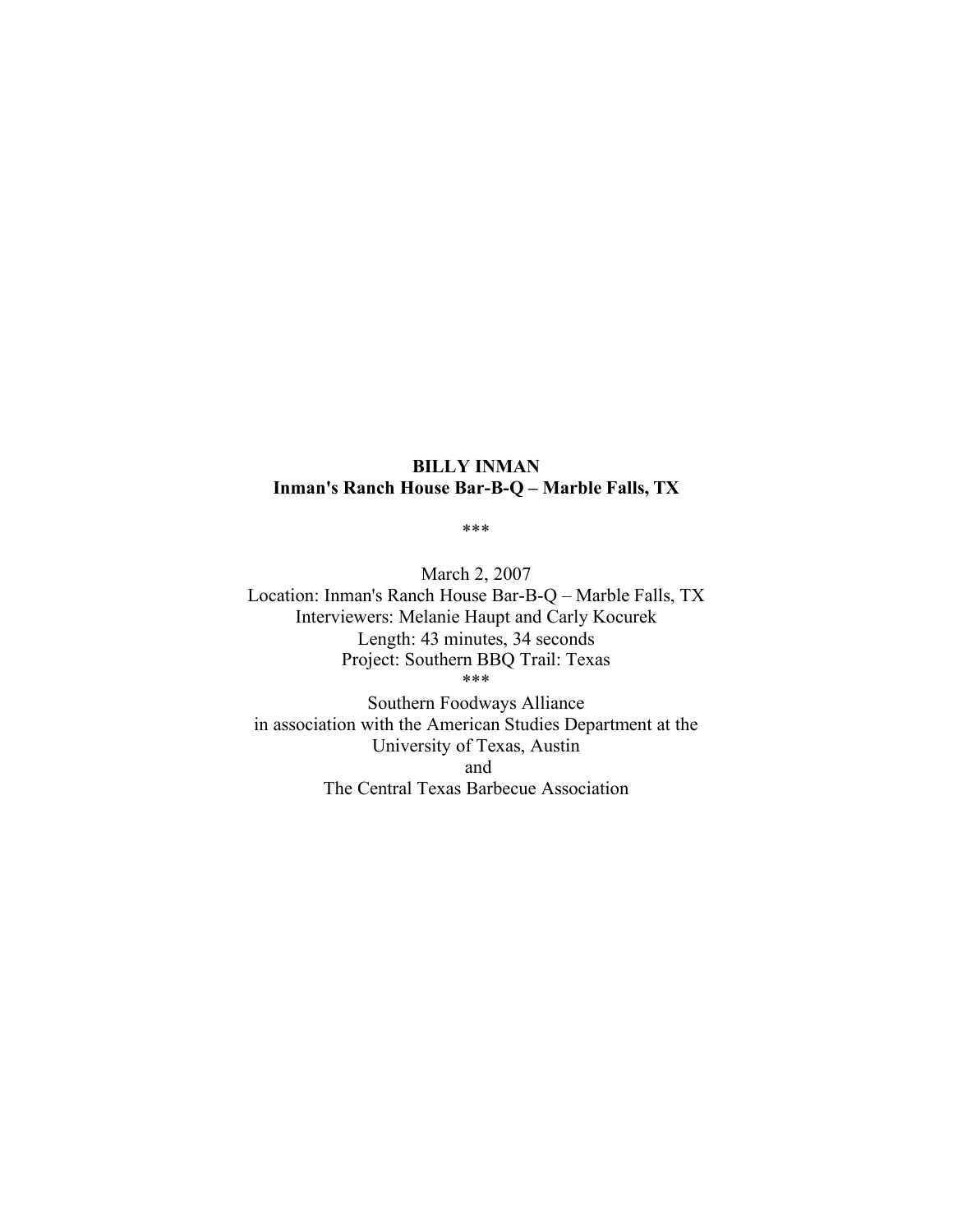**BILLY INMAN**
**Inman's Ranch House Bar-B-Q – Marble Falls, TX**

\*\*\*

March 2, 2007
Location: Inman's Ranch House Bar-B-Q – Marble Falls, TX
Interviewers: Melanie Haupt and Carly Kocurek
Length: 43 minutes, 34 seconds
Project: Southern BBQ Trail: Texas
\*\*\*
Southern Foodways Alliance
in association with the American Studies Department at the
University of Texas, Austin
and
The Central Texas Barbecue Association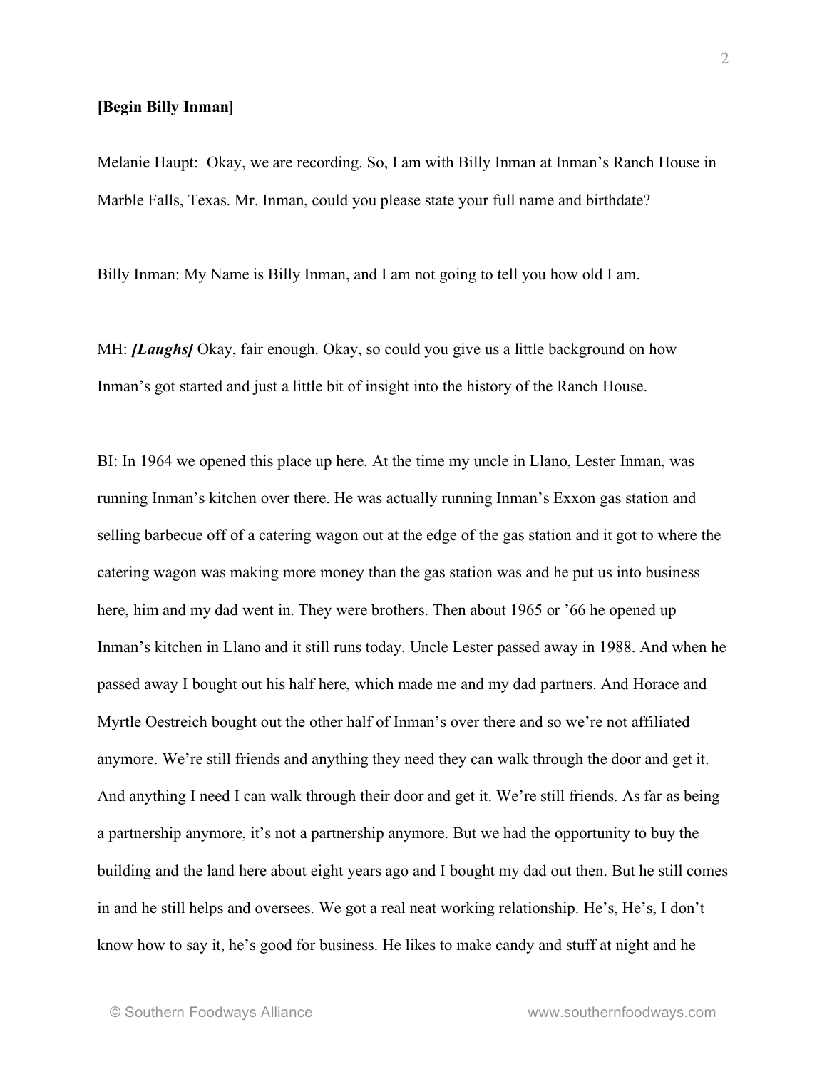**[Begin Billy Inman]**

Melanie Haupt: Okay, we are recording. So, I am with Billy Inman at Inman's Ranch House in Marble Falls, Texas. Mr. Inman, could you please state your full name and birthdate?

Billy Inman: My Name is Billy Inman, and I am not going to tell you how old I am.

MH: ***[Laughs]*** Okay, fair enough. Okay, so could you give us a little background on how Inman's got started and just a little bit of insight into the history of the Ranch House.

BI: In 1964 we opened this place up here. At the time my uncle in Llano, Lester Inman, was running Inman's kitchen over there. He was actually running Inman's Exxon gas station and selling barbecue off of a catering wagon out at the edge of the gas station and it got to where the catering wagon was making more money than the gas station was and he put us into business here, him and my dad went in. They were brothers. Then about 1965 or '66 he opened up Inman's kitchen in Llano and it still runs today. Uncle Lester passed away in 1988. And when he passed away I bought out his half here, which made me and my dad partners. And Horace and Myrtle Oestreich bought out the other half of Inman's over there and so we're not affiliated anymore. We're still friends and anything they need they can walk through the door and get it. And anything I need I can walk through their door and get it. We're still friends. As far as being a partnership anymore, it's not a partnership anymore. But we had the opportunity to buy the building and the land here about eight years ago and I bought my dad out then. But he still comes in and he still helps and oversees. We got a real neat working relationship. He's, He's, I don't know how to say it, he's good for business. He likes to make candy and stuff at night and he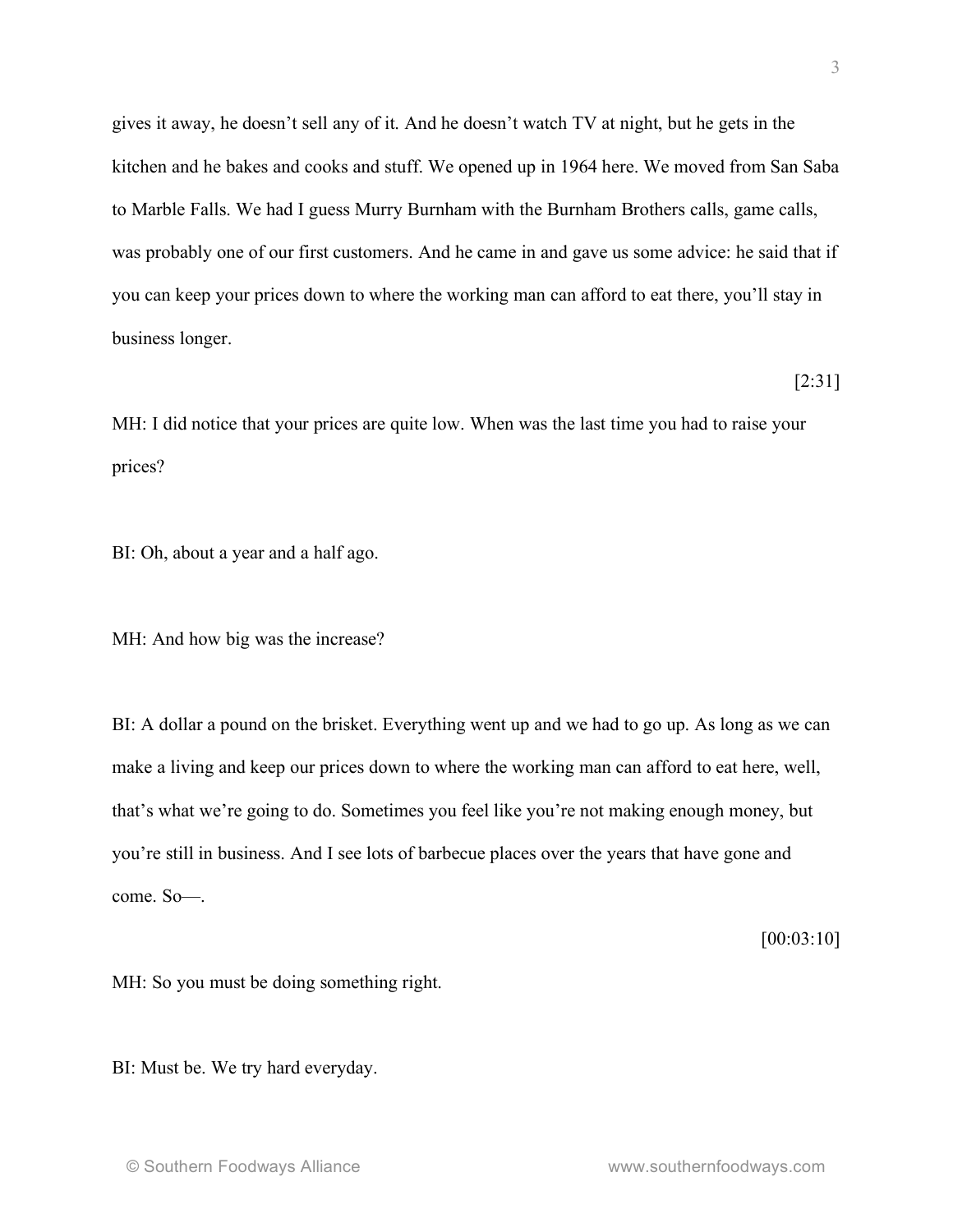gives it away, he doesn't sell any of it. And he doesn't watch TV at night, but he gets in the kitchen and he bakes and cooks and stuff. We opened up in 1964 here. We moved from San Saba to Marble Falls. We had I guess Murry Burnham with the Burnham Brothers calls, game calls, was probably one of our first customers. And he came in and gave us some advice: he said that if you can keep your prices down to where the working man can afford to eat there, you'll stay in business longer.

[2:31]

MH: I did notice that your prices are quite low. When was the last time you had to raise your prices?

BI: Oh, about a year and a half ago.

MH: And how big was the increase?

BI: A dollar a pound on the brisket. Everything went up and we had to go up. As long as we can make a living and keep our prices down to where the working man can afford to eat here, well, that's what we're going to do. Sometimes you feel like you're not making enough money, but you're still in business. And I see lots of barbecue places over the years that have gone and come. So—.

[00:03:10]

MH: So you must be doing something right.

BI: Must be. We try hard everyday.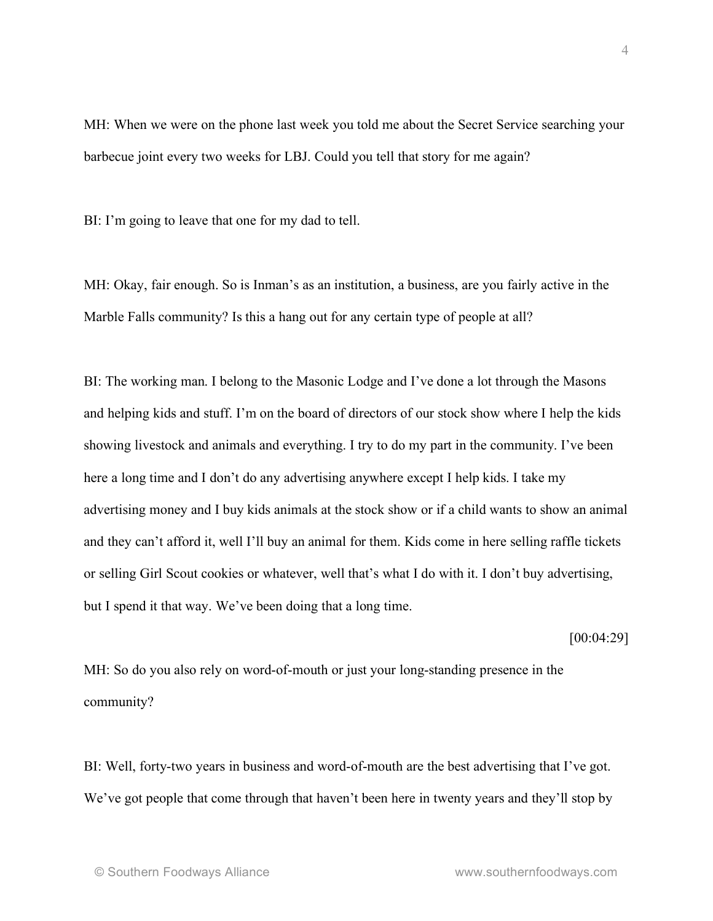MH: When we were on the phone last week you told me about the Secret Service searching your barbecue joint every two weeks for LBJ. Could you tell that story for me again?

BI: I'm going to leave that one for my dad to tell.

MH: Okay, fair enough. So is Inman's as an institution, a business, are you fairly active in the Marble Falls community? Is this a hang out for any certain type of people at all?

BI: The working man. I belong to the Masonic Lodge and I've done a lot through the Masons and helping kids and stuff. I'm on the board of directors of our stock show where I help the kids showing livestock and animals and everything. I try to do my part in the community. I've been here a long time and I don't do any advertising anywhere except I help kids. I take my advertising money and I buy kids animals at the stock show or if a child wants to show an animal and they can't afford it, well I'll buy an animal for them. Kids come in here selling raffle tickets or selling Girl Scout cookies or whatever, well that's what I do with it. I don't buy advertising, but I spend it that way. We've been doing that a long time.

[00:04:29]

MH: So do you also rely on word-of-mouth or just your long-standing presence in the community?

BI: Well, forty-two years in business and word-of-mouth are the best advertising that I've got. We've got people that come through that haven't been here in twenty years and they'll stop by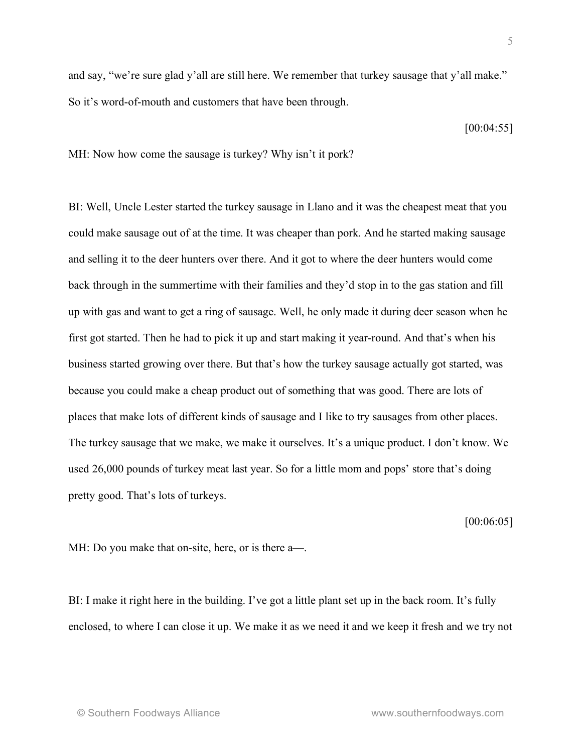and say, "we're sure glad y'all are still here. We remember that turkey sausage that y'all make." So it's word-of-mouth and customers that have been through.

[00:04:55]

MH: Now how come the sausage is turkey? Why isn't it pork?

BI: Well, Uncle Lester started the turkey sausage in Llano and it was the cheapest meat that you could make sausage out of at the time. It was cheaper than pork. And he started making sausage and selling it to the deer hunters over there. And it got to where the deer hunters would come back through in the summertime with their families and they'd stop in to the gas station and fill up with gas and want to get a ring of sausage. Well, he only made it during deer season when he first got started. Then he had to pick it up and start making it year-round. And that's when his business started growing over there. But that's how the turkey sausage actually got started, was because you could make a cheap product out of something that was good. There are lots of places that make lots of different kinds of sausage and I like to try sausages from other places. The turkey sausage that we make, we make it ourselves. It's a unique product. I don't know. We used 26,000 pounds of turkey meat last year. So for a little mom and pops' store that's doing pretty good. That's lots of turkeys.

[00:06:05]

MH: Do you make that on-site, here, or is there a—.

BI: I make it right here in the building. I've got a little plant set up in the back room. It's fully enclosed, to where I can close it up. We make it as we need it and we keep it fresh and we try not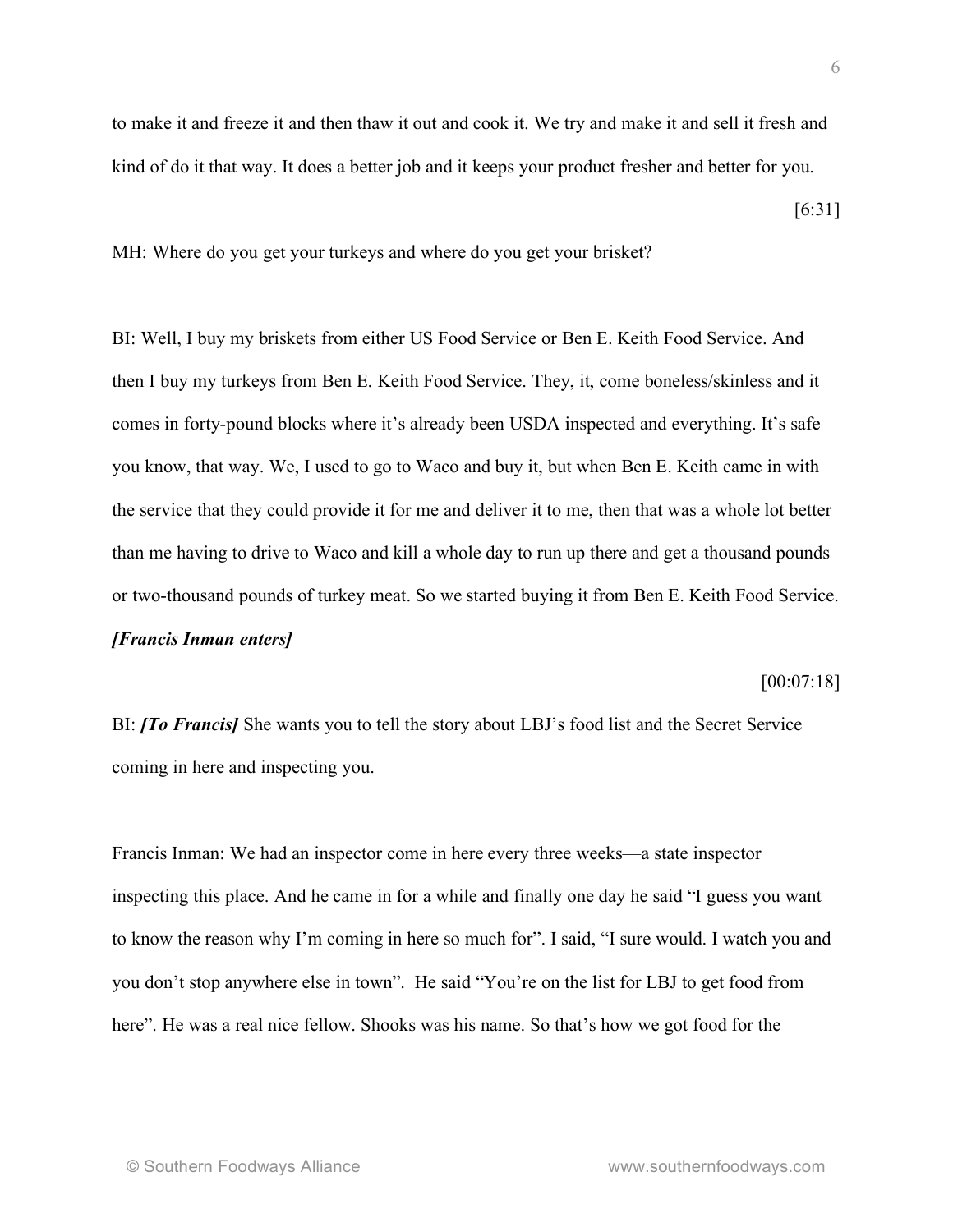to make it and freeze it and then thaw it out and cook it. We try and make it and sell it fresh and kind of do it that way. It does a better job and it keeps your product fresher and better for you.

[6:31]

MH: Where do you get your turkeys and where do you get your brisket?

BI: Well, I buy my briskets from either US Food Service or Ben E. Keith Food Service. And then I buy my turkeys from Ben E. Keith Food Service. They, it, come boneless/skinless and it comes in forty-pound blocks where it's already been USDA inspected and everything. It's safe you know, that way. We, I used to go to Waco and buy it, but when Ben E. Keith came in with the service that they could provide it for me and deliver it to me, then that was a whole lot better than me having to drive to Waco and kill a whole day to run up there and get a thousand pounds or two-thousand pounds of turkey meat. So we started buying it from Ben E. Keith Food Service.

***[Francis Inman enters]***

[00:07:18]

BI: ***[To Francis]*** She wants you to tell the story about LBJ's food list and the Secret Service coming in here and inspecting you.

Francis Inman: We had an inspector come in here every three weeks—a state inspector inspecting this place. And he came in for a while and finally one day he said "I guess you want to know the reason why I'm coming in here so much for". I said, "I sure would. I watch you and you don't stop anywhere else in town". He said "You're on the list for LBJ to get food from here". He was a real nice fellow. Shooks was his name. So that's how we got food for the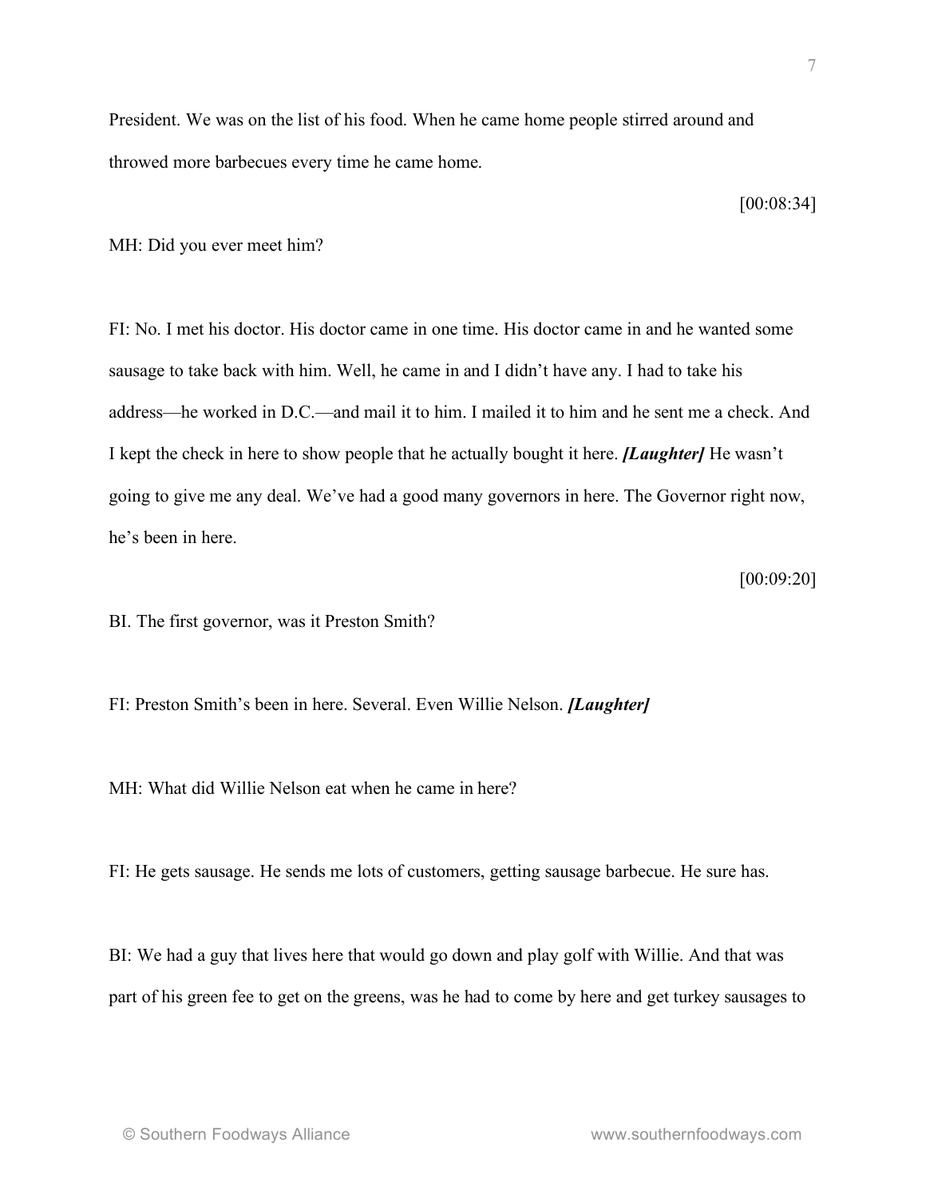President. We was on the list of his food. When he came home people stirred around and throwed more barbecues every time he came home.

[00:08:34]

MH: Did you ever meet him?

FI: No. I met his doctor. His doctor came in one time. His doctor came in and he wanted some sausage to take back with him. Well, he came in and I didn't have any. I had to take his address—he worked in D.C.—and mail it to him. I mailed it to him and he sent me a check. And I kept the check in here to show people that he actually bought it here. ***[Laughter]*** He wasn't going to give me any deal. We've had a good many governors in here. The Governor right now, he's been in here.

[00:09:20]

BI. The first governor, was it Preston Smith?

FI: Preston Smith's been in here. Several. Even Willie Nelson. ***[Laughter]***

MH: What did Willie Nelson eat when he came in here?

FI: He gets sausage. He sends me lots of customers, getting sausage barbecue. He sure has.

BI: We had a guy that lives here that would go down and play golf with Willie. And that was part of his green fee to get on the greens, was he had to come by here and get turkey sausages to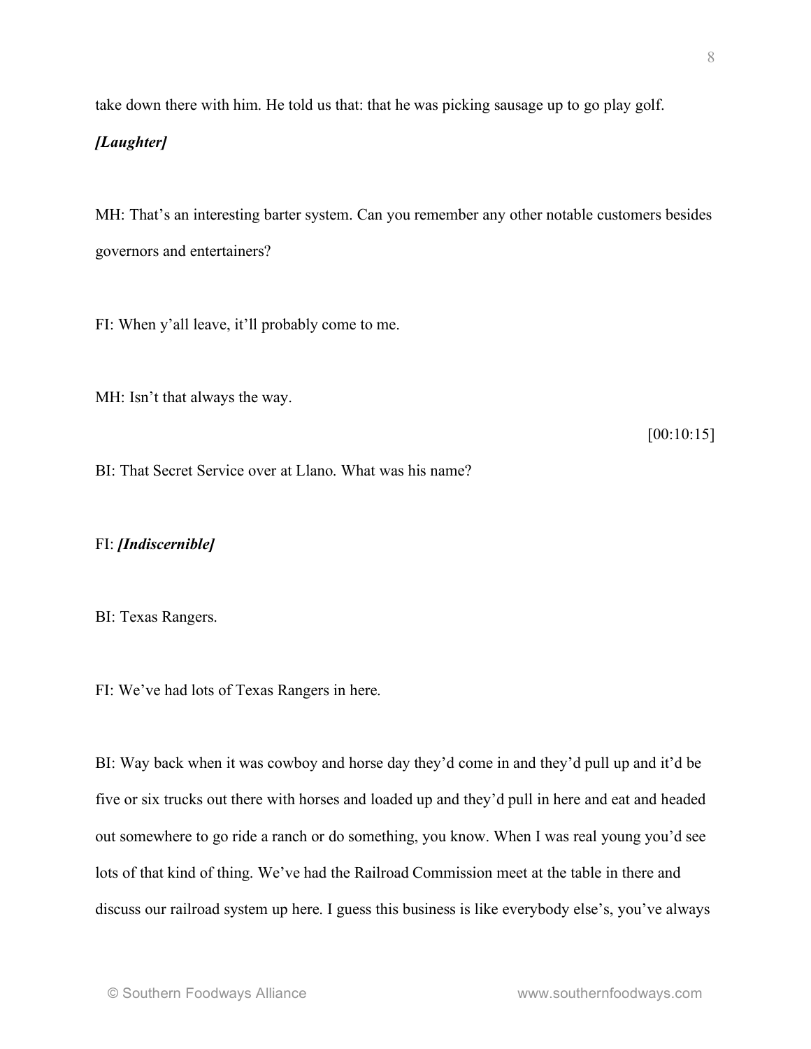take down there with him. He told us that: that he was picking sausage up to go play golf.

***[Laughter]***

MH: That's an interesting barter system. Can you remember any other notable customers besides governors and entertainers?

FI: When y'all leave, it'll probably come to me.

MH: Isn't that always the way.

[00:10:15]

BI: That Secret Service over at Llano. What was his name?

FI: ***[Indiscernible]***

BI: Texas Rangers.

FI: We've had lots of Texas Rangers in here.

BI: Way back when it was cowboy and horse day they'd come in and they'd pull up and it'd be five or six trucks out there with horses and loaded up and they'd pull in here and eat and headed out somewhere to go ride a ranch or do something, you know. When I was real young you'd see lots of that kind of thing. We've had the Railroad Commission meet at the table in there and discuss our railroad system up here. I guess this business is like everybody else's, you've always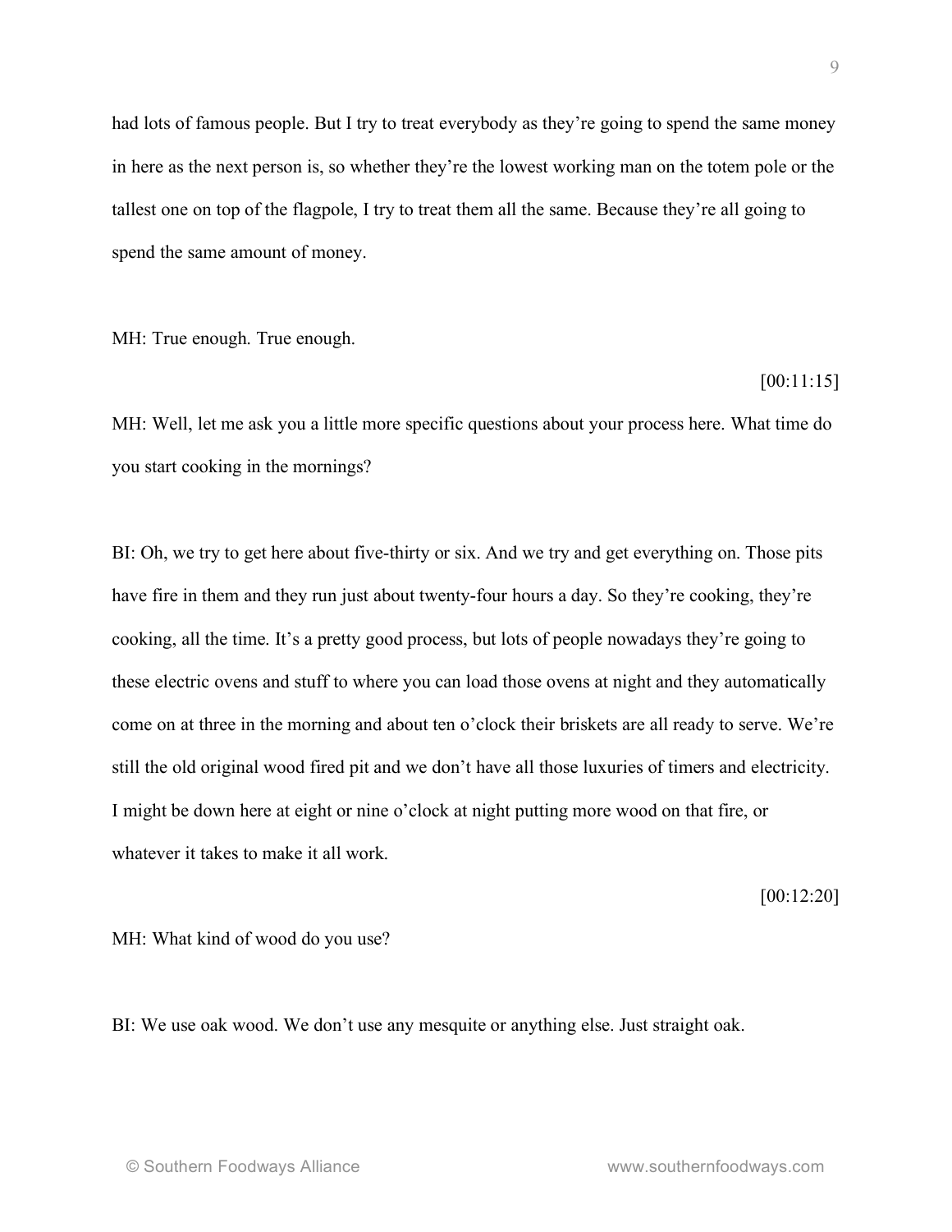had lots of famous people. But I try to treat everybody as they're going to spend the same money in here as the next person is, so whether they're the lowest working man on the totem pole or the tallest one on top of the flagpole, I try to treat them all the same. Because they're all going to spend the same amount of money.

MH: True enough. True enough.

[00:11:15]

MH: Well, let me ask you a little more specific questions about your process here. What time do you start cooking in the mornings?

BI: Oh, we try to get here about five-thirty or six. And we try and get everything on. Those pits have fire in them and they run just about twenty-four hours a day. So they're cooking, they're cooking, all the time. It's a pretty good process, but lots of people nowadays they're going to these electric ovens and stuff to where you can load those ovens at night and they automatically come on at three in the morning and about ten o'clock their briskets are all ready to serve. We're still the old original wood fired pit and we don't have all those luxuries of timers and electricity. I might be down here at eight or nine o'clock at night putting more wood on that fire, or whatever it takes to make it all work.

[00:12:20]

MH: What kind of wood do you use?

BI: We use oak wood. We don't use any mesquite or anything else. Just straight oak.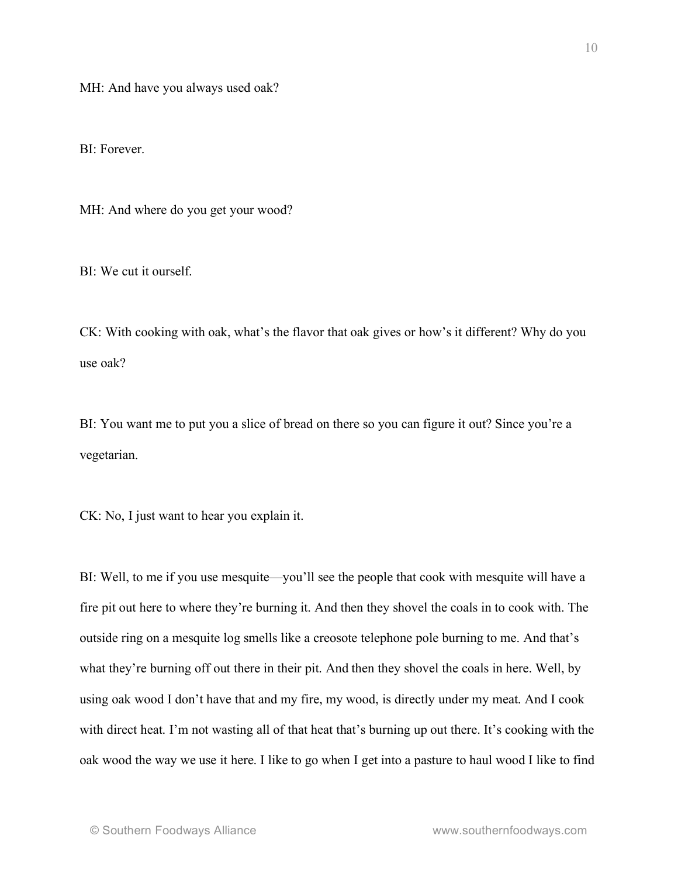MH: And have you always used oak?

BI: Forever.

MH: And where do you get your wood?

BI: We cut it ourself.

CK: With cooking with oak, what's the flavor that oak gives or how's it different? Why do you use oak?

BI: You want me to put you a slice of bread on there so you can figure it out? Since you're a vegetarian.

CK: No, I just want to hear you explain it.

BI: Well, to me if you use mesquite—you'll see the people that cook with mesquite will have a fire pit out here to where they're burning it. And then they shovel the coals in to cook with. The outside ring on a mesquite log smells like a creosote telephone pole burning to me. And that's what they're burning off out there in their pit. And then they shovel the coals in here. Well, by using oak wood I don't have that and my fire, my wood, is directly under my meat. And I cook with direct heat. I'm not wasting all of that heat that's burning up out there. It's cooking with the oak wood the way we use it here. I like to go when I get into a pasture to haul wood I like to find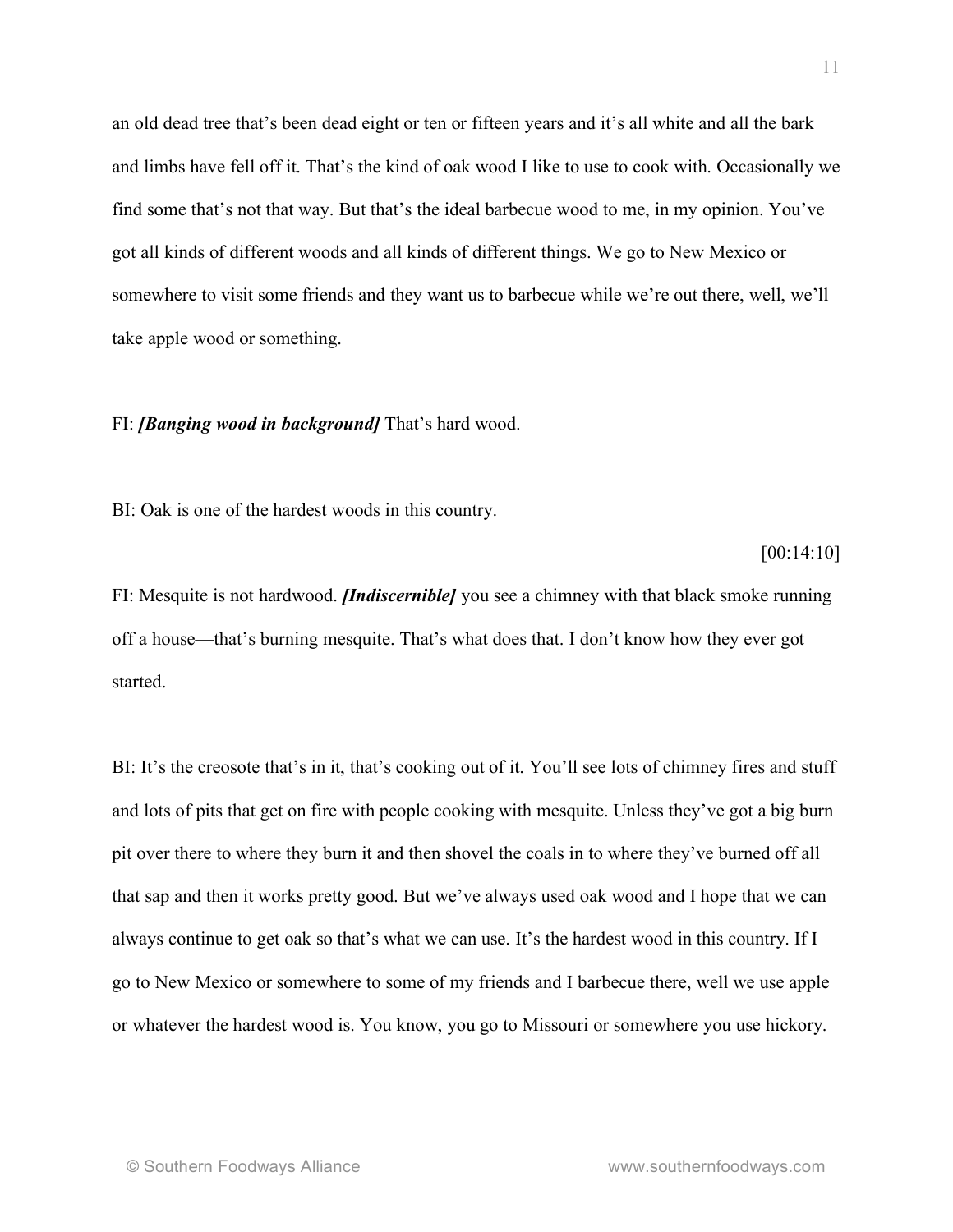an old dead tree that's been dead eight or ten or fifteen years and it's all white and all the bark and limbs have fell off it. That's the kind of oak wood I like to use to cook with. Occasionally we find some that's not that way. But that's the ideal barbecue wood to me, in my opinion. You've got all kinds of different woods and all kinds of different things. We go to New Mexico or somewhere to visit some friends and they want us to barbecue while we're out there, well, we'll take apple wood or something.

FI: ***[Banging wood in background]*** That's hard wood.

BI: Oak is one of the hardest woods in this country.

[00:14:10]

FI: Mesquite is not hardwood. ***[Indiscernible]*** you see a chimney with that black smoke running off a house—that's burning mesquite. That's what does that. I don't know how they ever got started.

BI: It's the creosote that's in it, that's cooking out of it. You'll see lots of chimney fires and stuff and lots of pits that get on fire with people cooking with mesquite. Unless they've got a big burn pit over there to where they burn it and then shovel the coals in to where they've burned off all that sap and then it works pretty good. But we've always used oak wood and I hope that we can always continue to get oak so that's what we can use. It's the hardest wood in this country. If I go to New Mexico or somewhere to some of my friends and I barbecue there, well we use apple or whatever the hardest wood is. You know, you go to Missouri or somewhere you use hickory.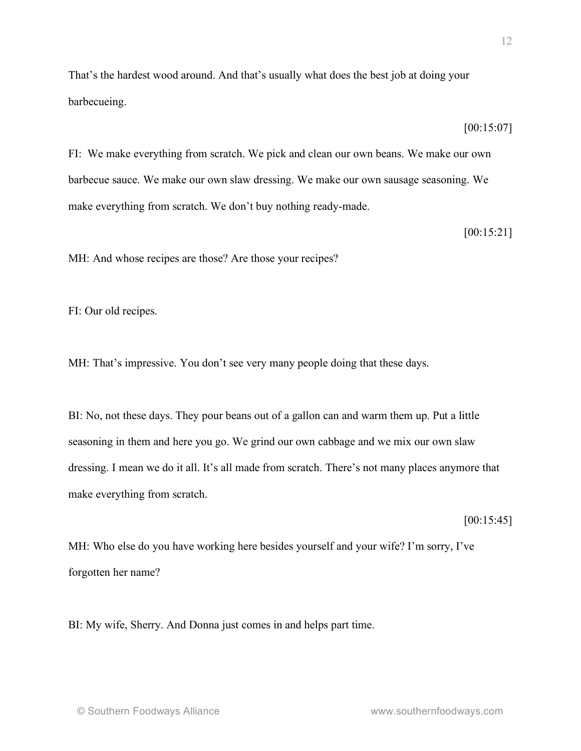That's the hardest wood around. And that's usually what does the best job at doing your barbecueing.

[00:15:07]

FI: We make everything from scratch. We pick and clean our own beans. We make our own barbecue sauce. We make our own slaw dressing. We make our own sausage seasoning. We make everything from scratch. We don't buy nothing ready-made.

[00:15:21]

MH: And whose recipes are those? Are those your recipes?

FI: Our old recipes.

MH: That's impressive. You don't see very many people doing that these days.

BI: No, not these days. They pour beans out of a gallon can and warm them up. Put a little seasoning in them and here you go. We grind our own cabbage and we mix our own slaw dressing. I mean we do it all. It's all made from scratch. There's not many places anymore that make everything from scratch.

[00:15:45]

MH: Who else do you have working here besides yourself and your wife? I'm sorry, I've forgotten her name?

BI: My wife, Sherry. And Donna just comes in and helps part time.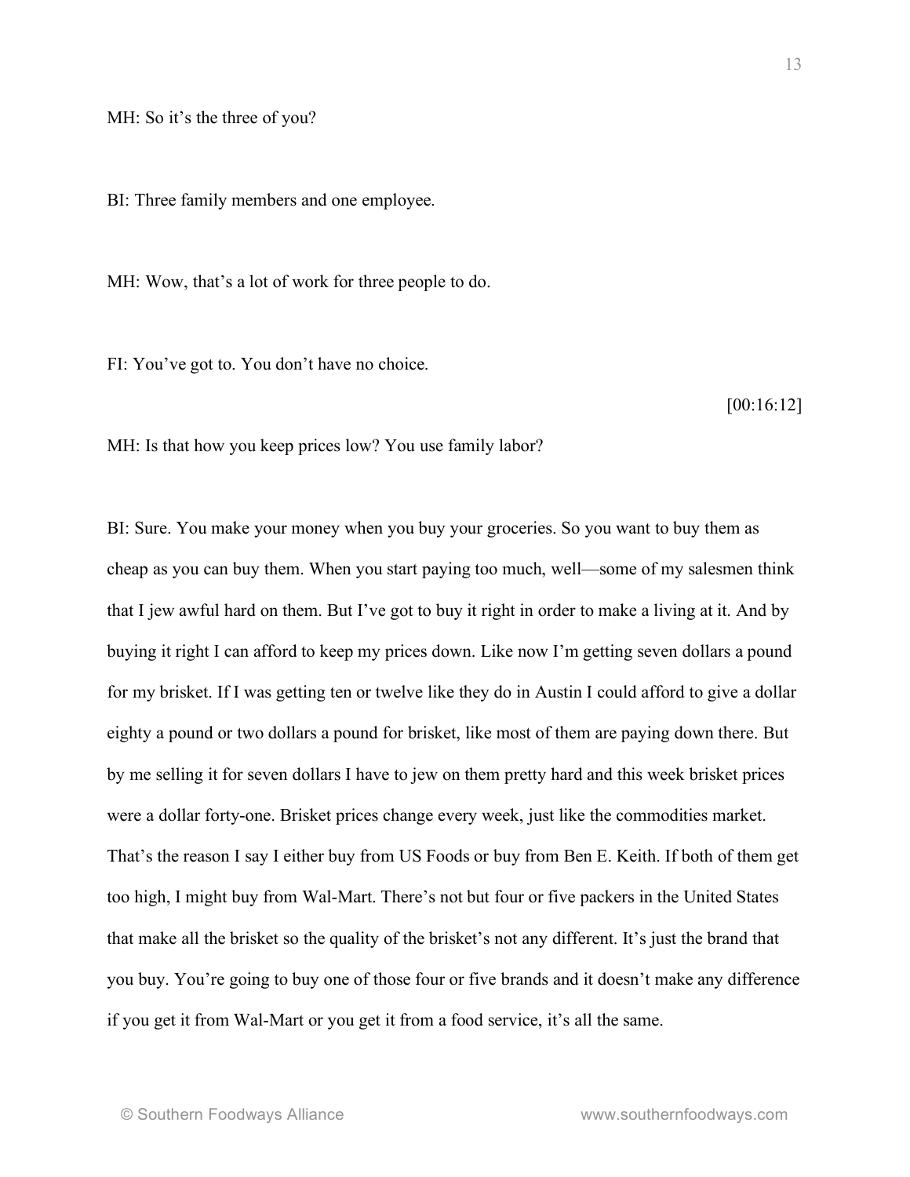MH: So it's the three of you?

BI: Three family members and one employee.

MH: Wow, that's a lot of work for three people to do.

FI: You've got to. You don't have no choice.

[00:16:12]

MH: Is that how you keep prices low? You use family labor?

BI: Sure. You make your money when you buy your groceries. So you want to buy them as cheap as you can buy them. When you start paying too much, well—some of my salesmen think that I jew awful hard on them. But I've got to buy it right in order to make a living at it. And by buying it right I can afford to keep my prices down. Like now I'm getting seven dollars a pound for my brisket. If I was getting ten or twelve like they do in Austin I could afford to give a dollar eighty a pound or two dollars a pound for brisket, like most of them are paying down there. But by me selling it for seven dollars I have to jew on them pretty hard and this week brisket prices were a dollar forty-one. Brisket prices change every week, just like the commodities market. That's the reason I say I either buy from US Foods or buy from Ben E. Keith. If both of them get too high, I might buy from Wal-Mart. There's not but four or five packers in the United States that make all the brisket so the quality of the brisket's not any different. It's just the brand that you buy. You're going to buy one of those four or five brands and it doesn't make any difference if you get it from Wal-Mart or you get it from a food service, it's all the same.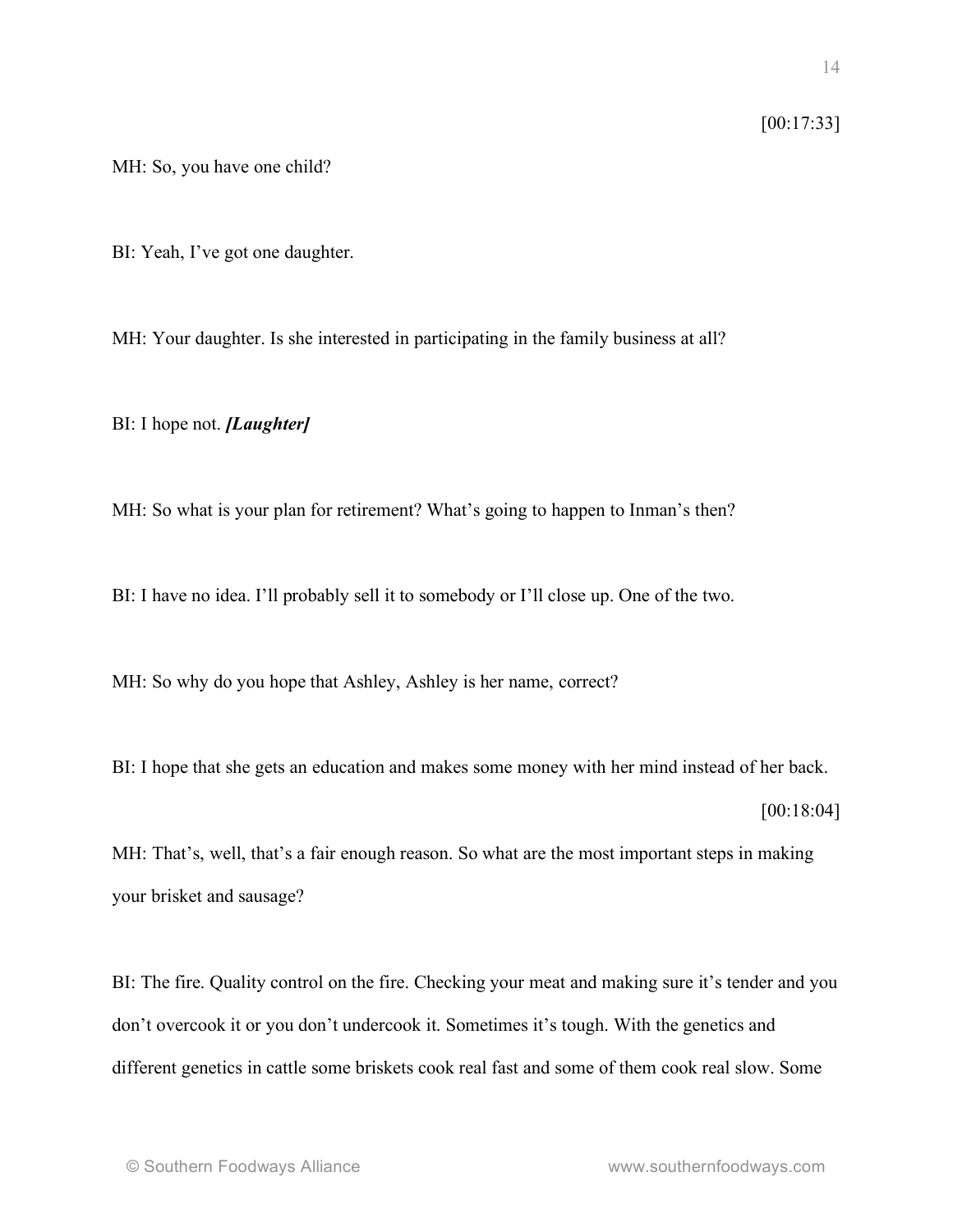[00:17:33]

MH: So, you have one child?

BI: Yeah, I've got one daughter.

MH: Your daughter. Is she interested in participating in the family business at all?

BI: I hope not. ***[Laughter]***

MH: So what is your plan for retirement? What's going to happen to Inman's then?

BI: I have no idea. I'll probably sell it to somebody or I'll close up. One of the two.

MH: So why do you hope that Ashley, Ashley is her name, correct?

BI: I hope that she gets an education and makes some money with her mind instead of her back.

[00:18:04]

MH: That's, well, that's a fair enough reason. So what are the most important steps in making your brisket and sausage?

BI: The fire. Quality control on the fire. Checking your meat and making sure it's tender and you don't overcook it or you don't undercook it. Sometimes it's tough. With the genetics and different genetics in cattle some briskets cook real fast and some of them cook real slow. Some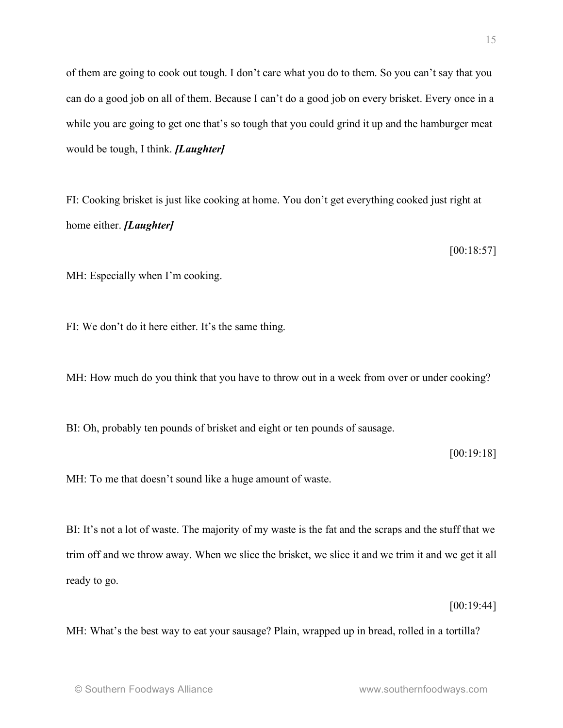of them are going to cook out tough. I don't care what you do to them. So you can't say that you can do a good job on all of them. Because I can't do a good job on every brisket. Every once in a while you are going to get one that's so tough that you could grind it up and the hamburger meat would be tough, I think. ***[Laughter]***

FI: Cooking brisket is just like cooking at home. You don't get everything cooked just right at home either. ***[Laughter]***

[00:18:57]

MH: Especially when I'm cooking.

FI: We don't do it here either. It's the same thing.

MH: How much do you think that you have to throw out in a week from over or under cooking?

BI: Oh, probably ten pounds of brisket and eight or ten pounds of sausage.

[00:19:18]

MH: To me that doesn't sound like a huge amount of waste.

BI: It's not a lot of waste. The majority of my waste is the fat and the scraps and the stuff that we trim off and we throw away. When we slice the brisket, we slice it and we trim it and we get it all ready to go.

[00:19:44]

MH: What's the best way to eat your sausage? Plain, wrapped up in bread, rolled in a tortilla?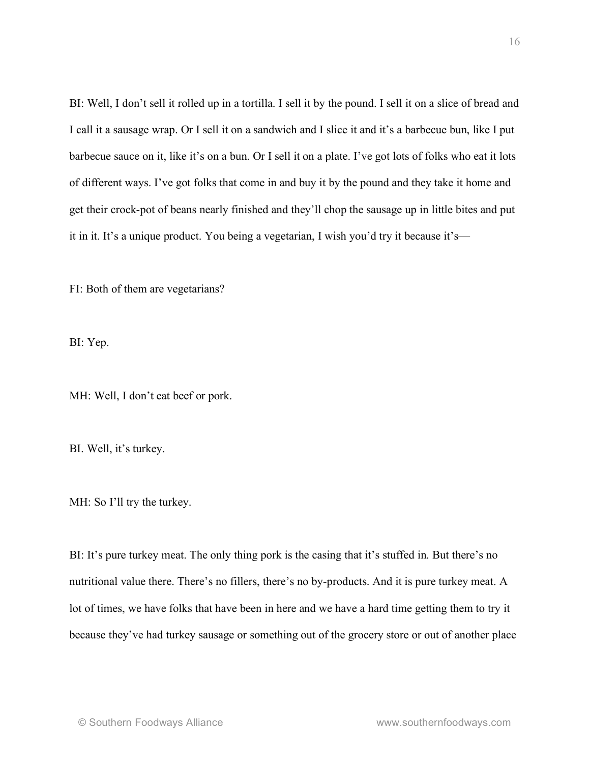BI: Well, I don't sell it rolled up in a tortilla. I sell it by the pound. I sell it on a slice of bread and I call it a sausage wrap. Or I sell it on a sandwich and I slice it and it's a barbecue bun, like I put barbecue sauce on it, like it's on a bun. Or I sell it on a plate. I've got lots of folks who eat it lots of different ways. I've got folks that come in and buy it by the pound and they take it home and get their crock-pot of beans nearly finished and they'll chop the sausage up in little bites and put it in it. It's a unique product. You being a vegetarian, I wish you'd try it because it's—

FI: Both of them are vegetarians?

BI: Yep.

MH: Well, I don't eat beef or pork.

BI. Well, it's turkey.

MH: So I'll try the turkey.

BI: It's pure turkey meat. The only thing pork is the casing that it's stuffed in. But there's no nutritional value there. There's no fillers, there's no by-products. And it is pure turkey meat. A lot of times, we have folks that have been in here and we have a hard time getting them to try it because they've had turkey sausage or something out of the grocery store or out of another place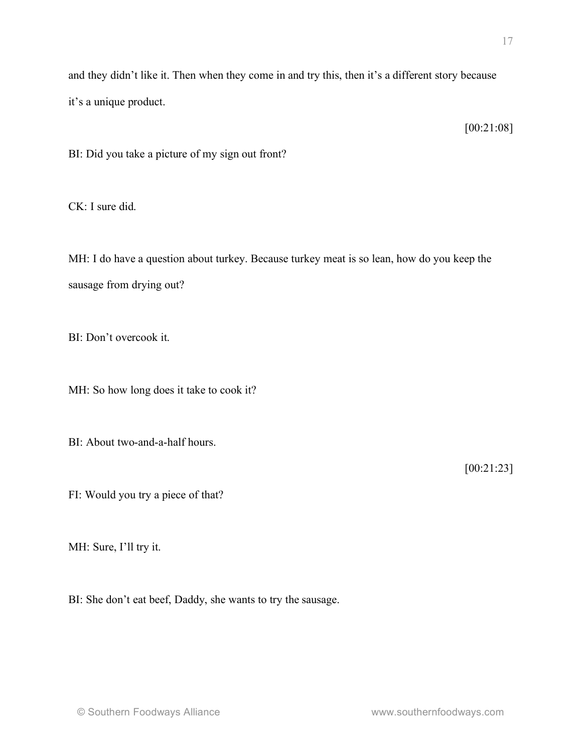and they didn't like it. Then when they come in and try this, then it's a different story because it's a unique product.

[00:21:08]

BI: Did you take a picture of my sign out front?

CK: I sure did.

MH: I do have a question about turkey. Because turkey meat is so lean, how do you keep the sausage from drying out?

BI: Don't overcook it.

MH: So how long does it take to cook it?

BI: About two-and-a-half hours.

[00:21:23]

FI: Would you try a piece of that?

MH: Sure, I'll try it.

BI: She don't eat beef, Daddy, she wants to try the sausage.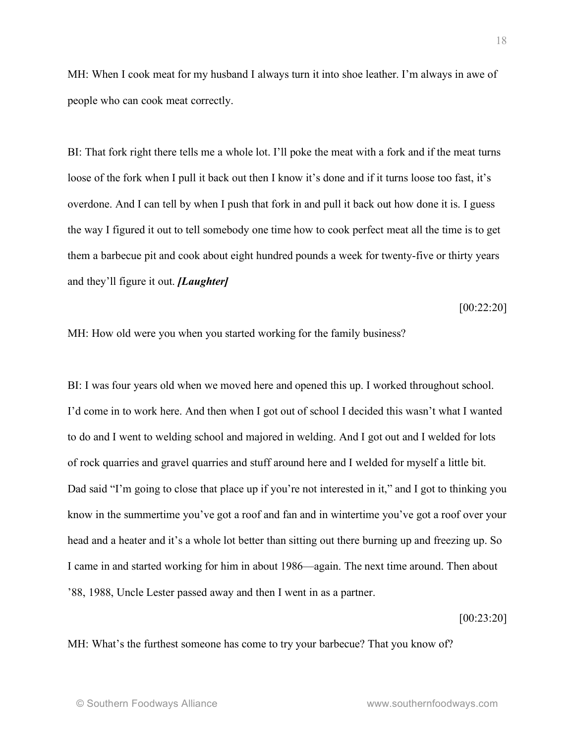MH: When I cook meat for my husband I always turn it into shoe leather. I'm always in awe of people who can cook meat correctly.

BI: That fork right there tells me a whole lot. I'll poke the meat with a fork and if the meat turns loose of the fork when I pull it back out then I know it's done and if it turns loose too fast, it's overdone. And I can tell by when I push that fork in and pull it back out how done it is. I guess the way I figured it out to tell somebody one time how to cook perfect meat all the time is to get them a barbecue pit and cook about eight hundred pounds a week for twenty-five or thirty years and they'll figure it out. ***[Laughter]***

[00:22:20]

MH: How old were you when you started working for the family business?

BI: I was four years old when we moved here and opened this up. I worked throughout school. I'd come in to work here. And then when I got out of school I decided this wasn't what I wanted to do and I went to welding school and majored in welding. And I got out and I welded for lots of rock quarries and gravel quarries and stuff around here and I welded for myself a little bit. Dad said "I'm going to close that place up if you're not interested in it," and I got to thinking you know in the summertime you've got a roof and fan and in wintertime you've got a roof over your head and a heater and it's a whole lot better than sitting out there burning up and freezing up. So I came in and started working for him in about 1986—again. The next time around. Then about '88, 1988, Uncle Lester passed away and then I went in as a partner.

[00:23:20]

MH: What's the furthest someone has come to try your barbecue? That you know of?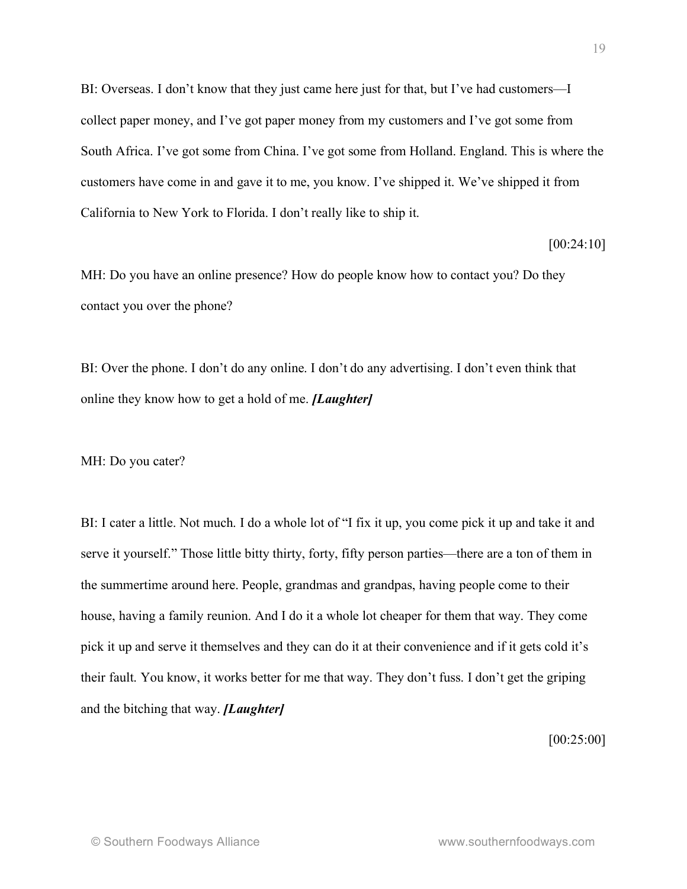BI: Overseas. I don't know that they just came here just for that, but I've had customers—I collect paper money, and I've got paper money from my customers and I've got some from South Africa. I've got some from China. I've got some from Holland. England. This is where the customers have come in and gave it to me, you know. I've shipped it. We've shipped it from California to New York to Florida. I don't really like to ship it.

[00:24:10]

MH: Do you have an online presence? How do people know how to contact you? Do they contact you over the phone?

BI: Over the phone. I don't do any online. I don't do any advertising. I don't even think that online they know how to get a hold of me. ***[Laughter]***

MH: Do you cater?

BI: I cater a little. Not much. I do a whole lot of "I fix it up, you come pick it up and take it and serve it yourself." Those little bitty thirty, forty, fifty person parties—there are a ton of them in the summertime around here. People, grandmas and grandpas, having people come to their house, having a family reunion. And I do it a whole lot cheaper for them that way. They come pick it up and serve it themselves and they can do it at their convenience and if it gets cold it's their fault. You know, it works better for me that way. They don't fuss. I don't get the griping and the bitching that way. ***[Laughter]***

[00:25:00]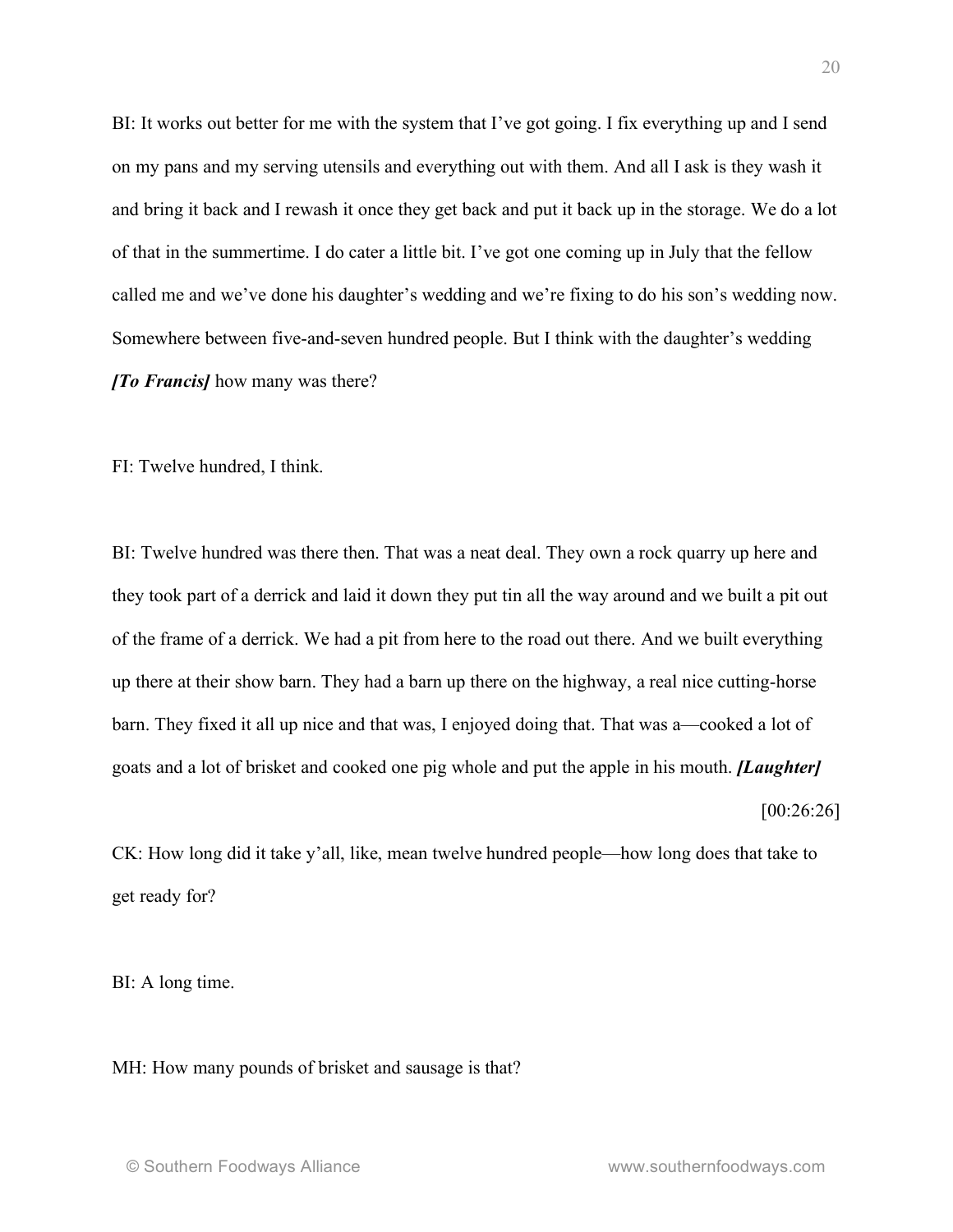BI: It works out better for me with the system that I've got going. I fix everything up and I send on my pans and my serving utensils and everything out with them. And all I ask is they wash it and bring it back and I rewash it once they get back and put it back up in the storage. We do a lot of that in the summertime. I do cater a little bit. I've got one coming up in July that the fellow called me and we've done his daughter's wedding and we're fixing to do his son's wedding now. Somewhere between five-and-seven hundred people. But I think with the daughter's wedding ***[To Francis]*** how many was there?

FI: Twelve hundred, I think.

BI: Twelve hundred was there then. That was a neat deal. They own a rock quarry up here and they took part of a derrick and laid it down they put tin all the way around and we built a pit out of the frame of a derrick. We had a pit from here to the road out there. And we built everything up there at their show barn. They had a barn up there on the highway, a real nice cutting-horse barn. They fixed it all up nice and that was, I enjoyed doing that. That was a—cooked a lot of goats and a lot of brisket and cooked one pig whole and put the apple in his mouth. ***[Laughter]***

[00:26:26]

CK: How long did it take y'all, like, mean twelve hundred people—how long does that take to get ready for?

BI: A long time.

MH: How many pounds of brisket and sausage is that?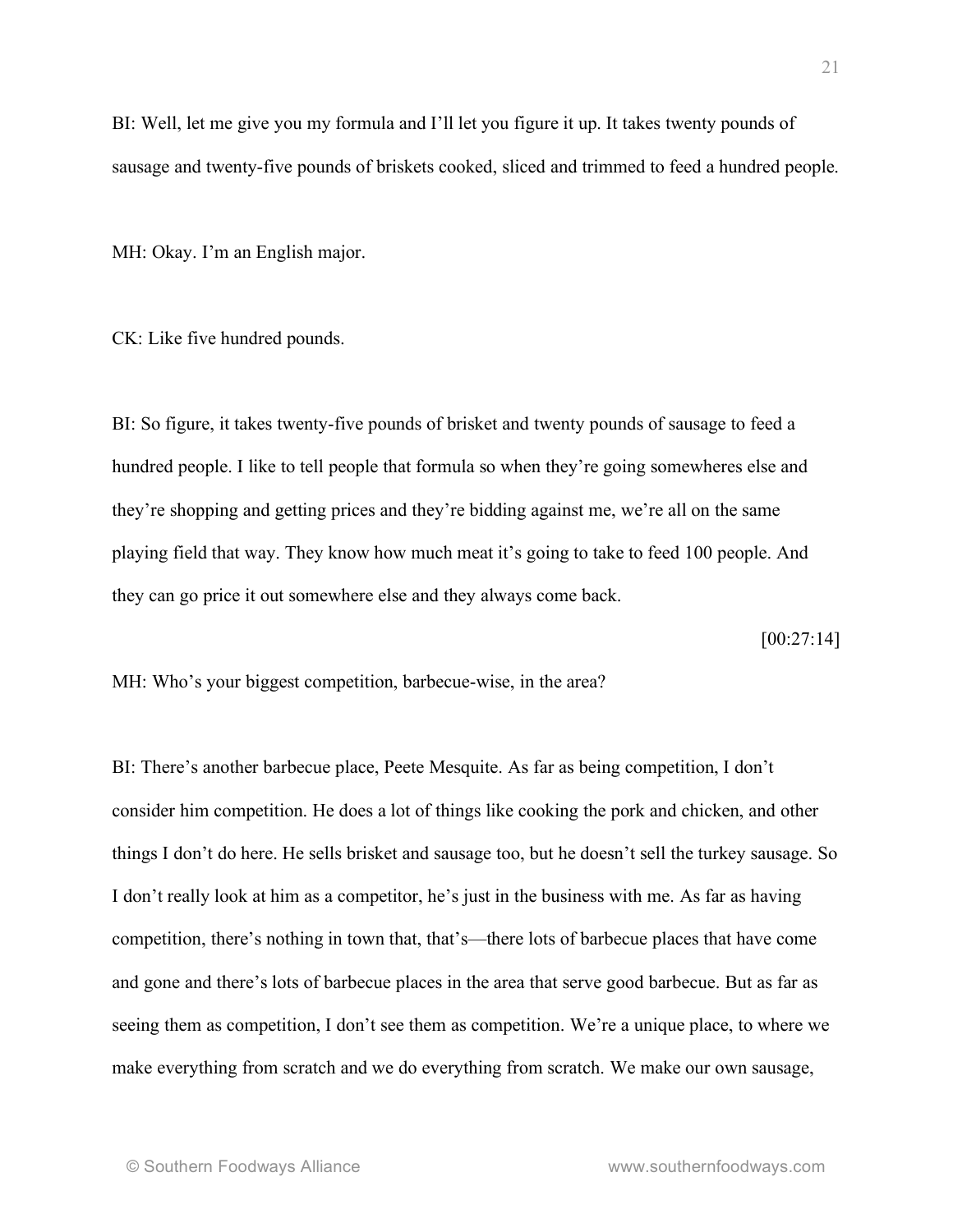BI: Well, let me give you my formula and I'll let you figure it up. It takes twenty pounds of sausage and twenty-five pounds of briskets cooked, sliced and trimmed to feed a hundred people.

MH: Okay. I'm an English major.

CK: Like five hundred pounds.

BI: So figure, it takes twenty-five pounds of brisket and twenty pounds of sausage to feed a hundred people. I like to tell people that formula so when they're going somewheres else and they're shopping and getting prices and they're bidding against me, we're all on the same playing field that way. They know how much meat it's going to take to feed 100 people. And they can go price it out somewhere else and they always come back.

[00:27:14]

MH: Who's your biggest competition, barbecue-wise, in the area?

BI: There's another barbecue place, Peete Mesquite. As far as being competition, I don't consider him competition. He does a lot of things like cooking the pork and chicken, and other things I don't do here. He sells brisket and sausage too, but he doesn't sell the turkey sausage. So I don't really look at him as a competitor, he's just in the business with me. As far as having competition, there's nothing in town that, that's—there lots of barbecue places that have come and gone and there's lots of barbecue places in the area that serve good barbecue. But as far as seeing them as competition, I don't see them as competition. We're a unique place, to where we make everything from scratch and we do everything from scratch. We make our own sausage,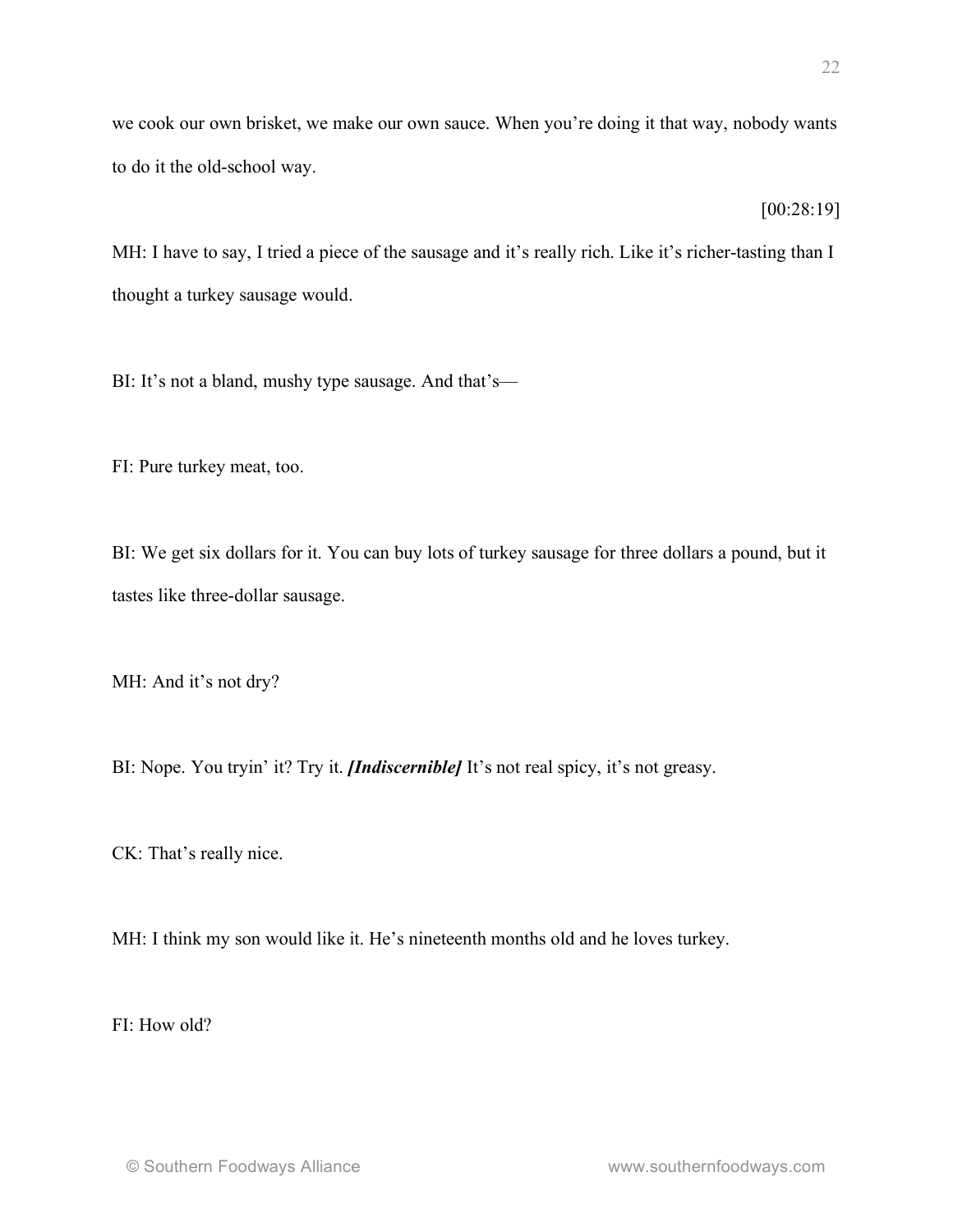we cook our own brisket, we make our own sauce. When you're doing it that way, nobody wants to do it the old-school way.

[00:28:19]

MH: I have to say, I tried a piece of the sausage and it's really rich. Like it's richer-tasting than I thought a turkey sausage would.

BI: It's not a bland, mushy type sausage. And that's—

FI: Pure turkey meat, too.

BI: We get six dollars for it. You can buy lots of turkey sausage for three dollars a pound, but it tastes like three-dollar sausage.

MH: And it's not dry?

BI: Nope. You tryin' it? Try it. ***[Indiscernible]*** It's not real spicy, it's not greasy.

CK: That's really nice.

MH: I think my son would like it. He's nineteenth months old and he loves turkey.

FI: How old?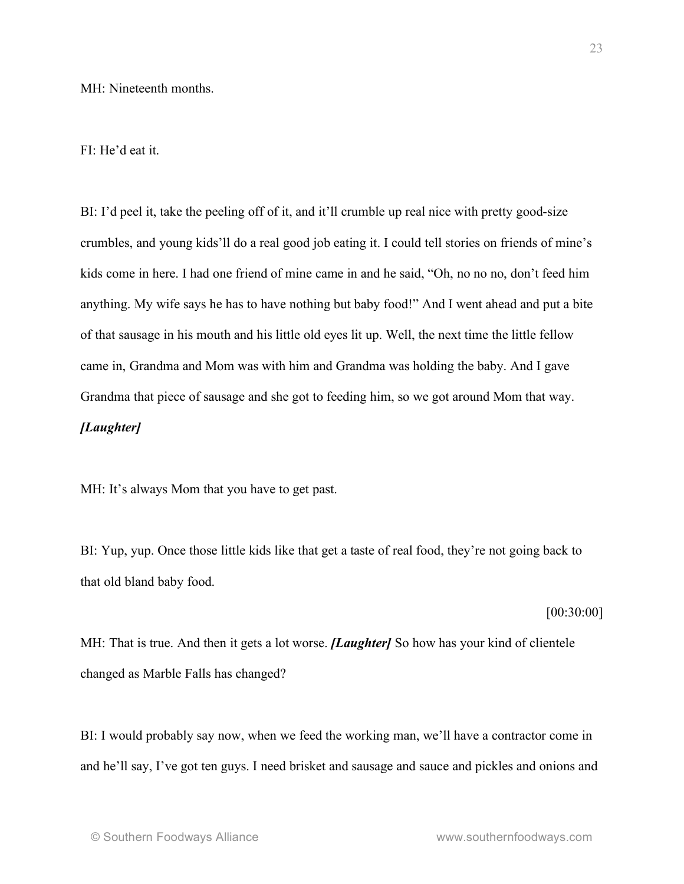MH: Nineteenth months.

FI: He'd eat it.

BI: I'd peel it, take the peeling off of it, and it'll crumble up real nice with pretty good-size crumbles, and young kids'll do a real good job eating it. I could tell stories on friends of mine's kids come in here. I had one friend of mine came in and he said, "Oh, no no no, don't feed him anything. My wife says he has to have nothing but baby food!" And I went ahead and put a bite of that sausage in his mouth and his little old eyes lit up. Well, the next time the little fellow came in, Grandma and Mom was with him and Grandma was holding the baby. And I gave Grandma that piece of sausage and she got to feeding him, so we got around Mom that way. ***[Laughter]***

MH: It's always Mom that you have to get past.

BI: Yup, yup. Once those little kids like that get a taste of real food, they're not going back to that old bland baby food.

[00:30:00]

MH: That is true. And then it gets a lot worse. ***[Laughter]*** So how has your kind of clientele changed as Marble Falls has changed?

BI: I would probably say now, when we feed the working man, we'll have a contractor come in and he'll say, I've got ten guys. I need brisket and sausage and sauce and pickles and onions and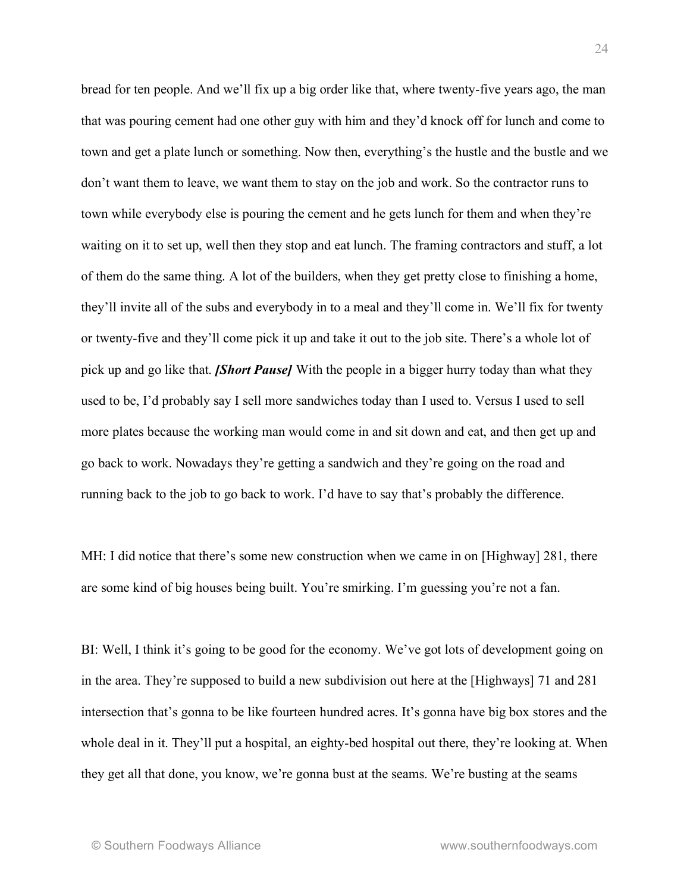bread for ten people. And we'll fix up a big order like that, where twenty-five years ago, the man that was pouring cement had one other guy with him and they'd knock off for lunch and come to town and get a plate lunch or something. Now then, everything's the hustle and the bustle and we don't want them to leave, we want them to stay on the job and work. So the contractor runs to town while everybody else is pouring the cement and he gets lunch for them and when they're waiting on it to set up, well then they stop and eat lunch. The framing contractors and stuff, a lot of them do the same thing. A lot of the builders, when they get pretty close to finishing a home, they'll invite all of the subs and everybody in to a meal and they'll come in. We'll fix for twenty or twenty-five and they'll come pick it up and take it out to the job site. There's a whole lot of pick up and go like that. ***[Short Pause]*** With the people in a bigger hurry today than what they used to be, I'd probably say I sell more sandwiches today than I used to. Versus I used to sell more plates because the working man would come in and sit down and eat, and then get up and go back to work. Nowadays they're getting a sandwich and they're going on the road and running back to the job to go back to work. I'd have to say that's probably the difference.

MH: I did notice that there's some new construction when we came in on [Highway] 281, there are some kind of big houses being built. You're smirking. I'm guessing you're not a fan.

BI: Well, I think it's going to be good for the economy. We've got lots of development going on in the area. They're supposed to build a new subdivision out here at the [Highways] 71 and 281 intersection that's gonna to be like fourteen hundred acres. It's gonna have big box stores and the whole deal in it. They'll put a hospital, an eighty-bed hospital out there, they're looking at. When they get all that done, you know, we're gonna bust at the seams. We're busting at the seams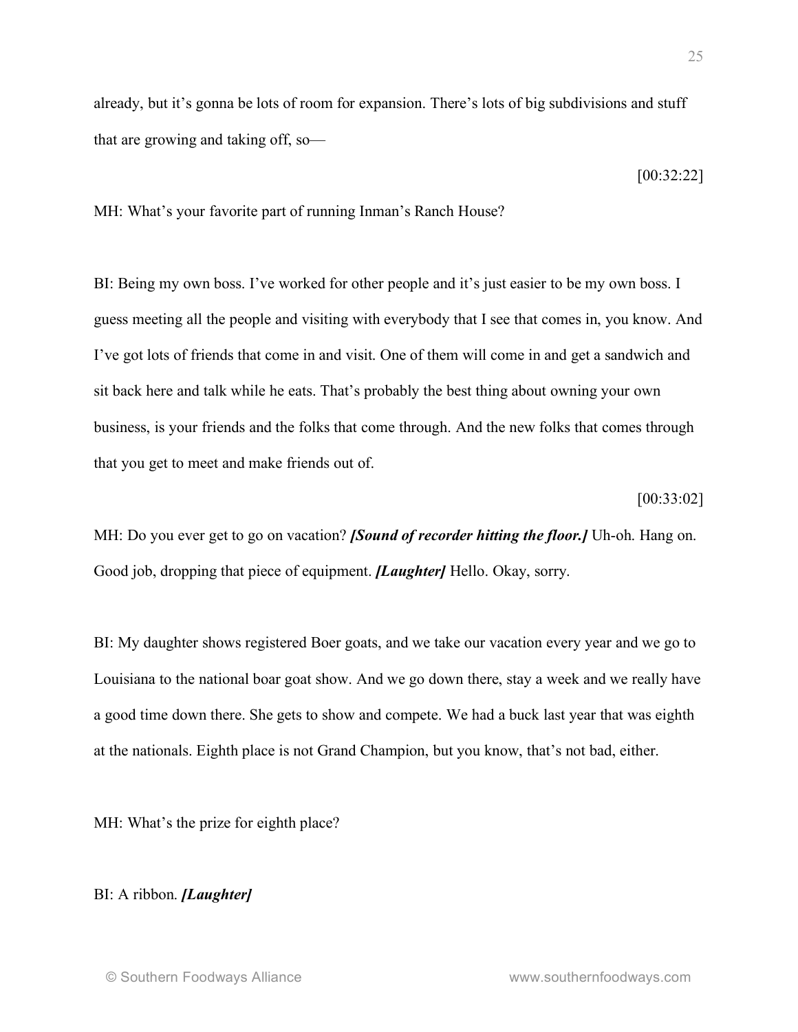already, but it's gonna be lots of room for expansion. There's lots of big subdivisions and stuff that are growing and taking off, so—

[00:32:22]

MH: What's your favorite part of running Inman's Ranch House?

BI: Being my own boss. I've worked for other people and it's just easier to be my own boss. I guess meeting all the people and visiting with everybody that I see that comes in, you know. And I've got lots of friends that come in and visit. One of them will come in and get a sandwich and sit back here and talk while he eats. That's probably the best thing about owning your own business, is your friends and the folks that come through. And the new folks that comes through that you get to meet and make friends out of.

[00:33:02]

MH: Do you ever get to go on vacation? ***[Sound of recorder hitting the floor.]*** Uh-oh. Hang on. Good job, dropping that piece of equipment. ***[Laughter]*** Hello. Okay, sorry.

BI: My daughter shows registered Boer goats, and we take our vacation every year and we go to Louisiana to the national boar goat show. And we go down there, stay a week and we really have a good time down there. She gets to show and compete. We had a buck last year that was eighth at the nationals. Eighth place is not Grand Champion, but you know, that's not bad, either.

MH: What's the prize for eighth place?

BI: A ribbon. ***[Laughter]***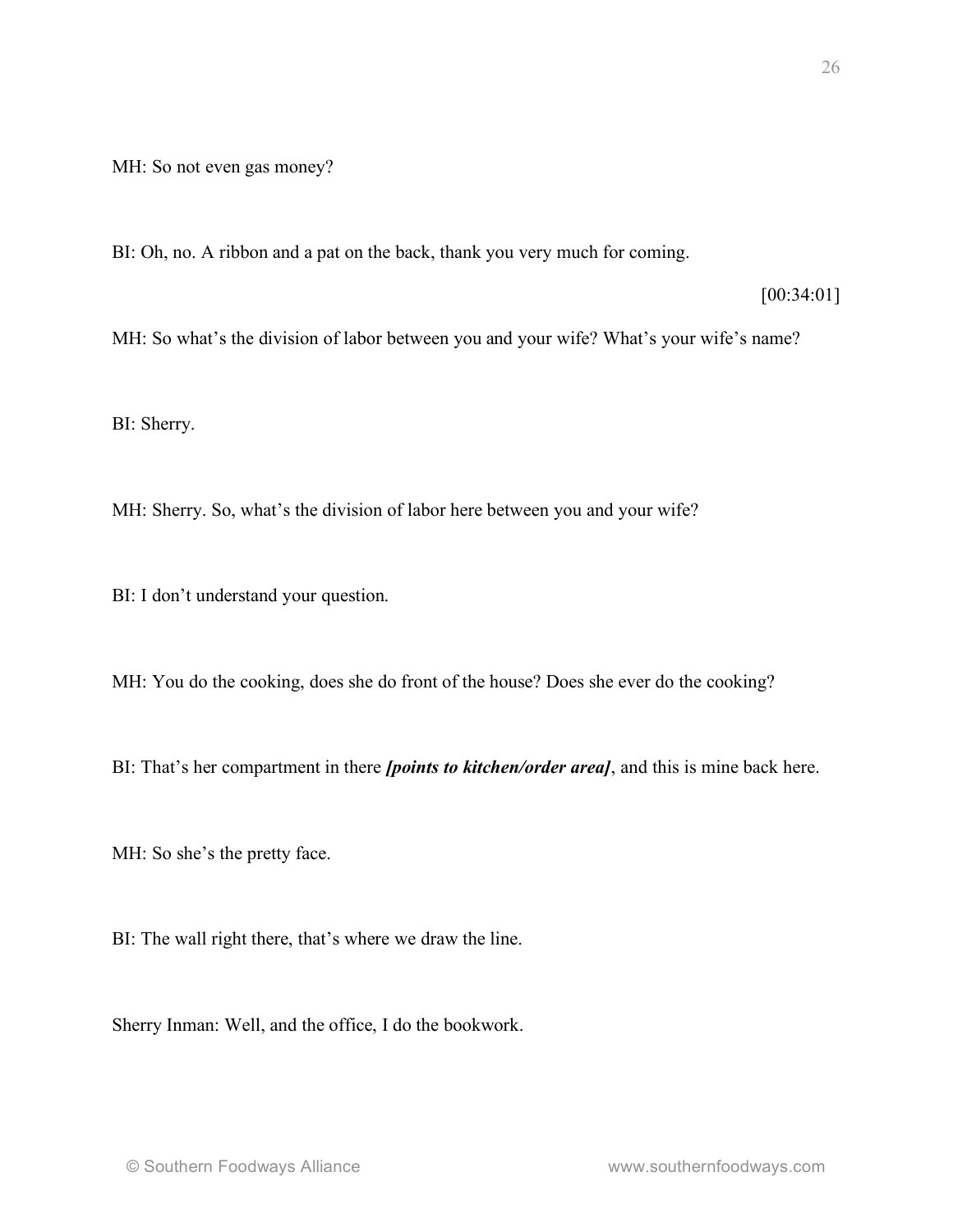MH: So not even gas money?

BI: Oh, no. A ribbon and a pat on the back, thank you very much for coming.

[00:34:01]

MH: So what's the division of labor between you and your wife? What's your wife's name?

BI: Sherry.

MH: Sherry. So, what's the division of labor here between you and your wife?

BI: I don't understand your question.

MH: You do the cooking, does she do front of the house? Does she ever do the cooking?

BI: That's her compartment in there ***[points to kitchen/order area]***, and this is mine back here.

MH: So she's the pretty face.

BI: The wall right there, that's where we draw the line.

Sherry Inman: Well, and the office, I do the bookwork.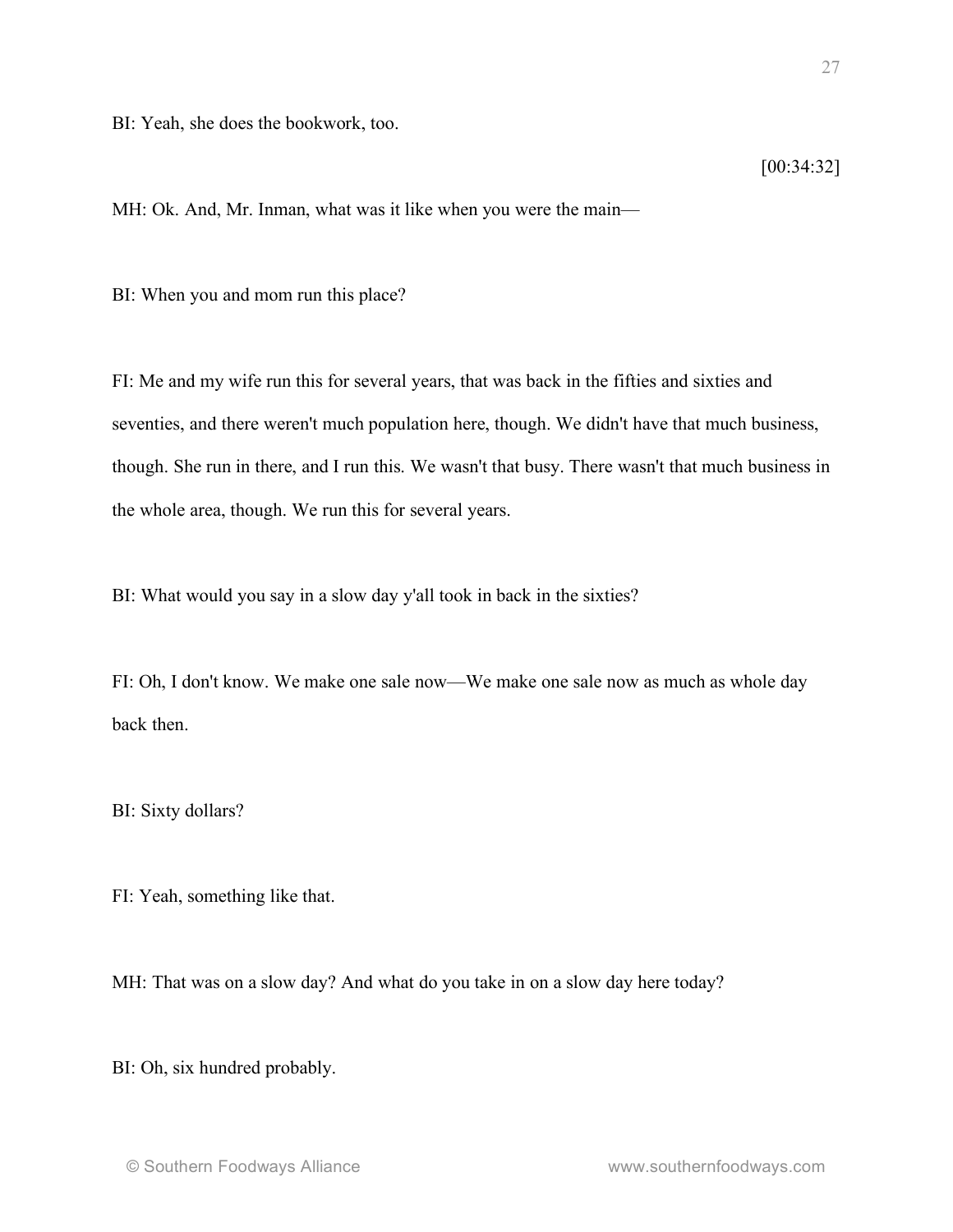BI: Yeah, she does the bookwork, too.

[00:34:32]

MH: Ok. And, Mr. Inman, what was it like when you were the main—

BI: When you and mom run this place?

FI: Me and my wife run this for several years, that was back in the fifties and sixties and seventies, and there weren't much population here, though. We didn't have that much business, though. She run in there, and I run this. We wasn't that busy. There wasn't that much business in the whole area, though. We run this for several years.

BI: What would you say in a slow day y'all took in back in the sixties?

FI: Oh, I don't know. We make one sale now—We make one sale now as much as whole day back then.

BI: Sixty dollars?

FI: Yeah, something like that.

MH: That was on a slow day? And what do you take in on a slow day here today?

BI: Oh, six hundred probably.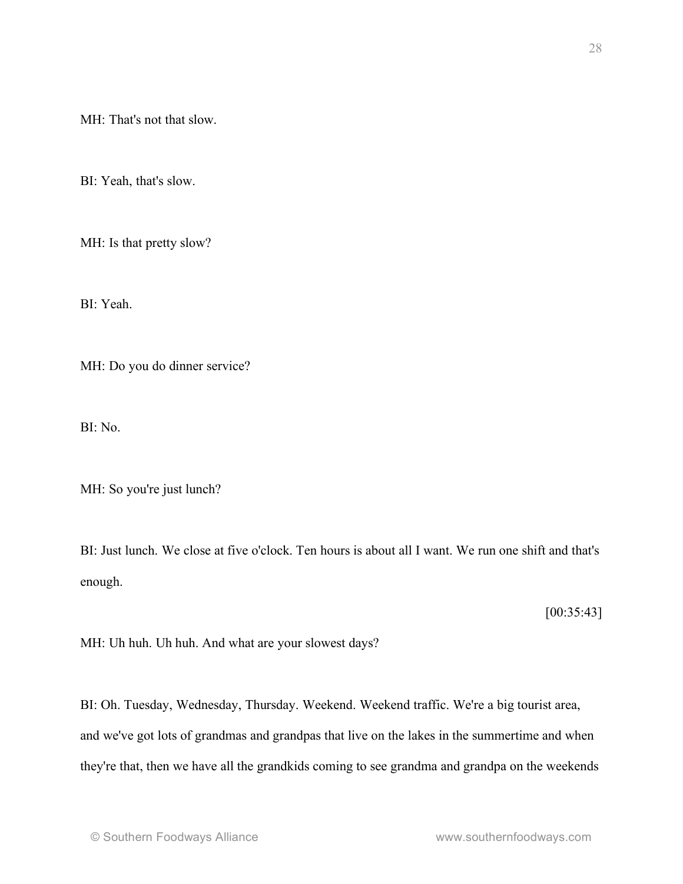MH: That's not that slow.

BI: Yeah, that's slow.

MH: Is that pretty slow?

BI: Yeah.

MH: Do you do dinner service?

BI: No.

MH: So you're just lunch?

BI: Just lunch. We close at five o'clock. Ten hours is about all I want. We run one shift and that's enough.

[00:35:43]

MH: Uh huh. Uh huh. And what are your slowest days?

BI: Oh. Tuesday, Wednesday, Thursday. Weekend. Weekend traffic. We're a big tourist area, and we've got lots of grandmas and grandpas that live on the lakes in the summertime and when they're that, then we have all the grandkids coming to see grandma and grandpa on the weekends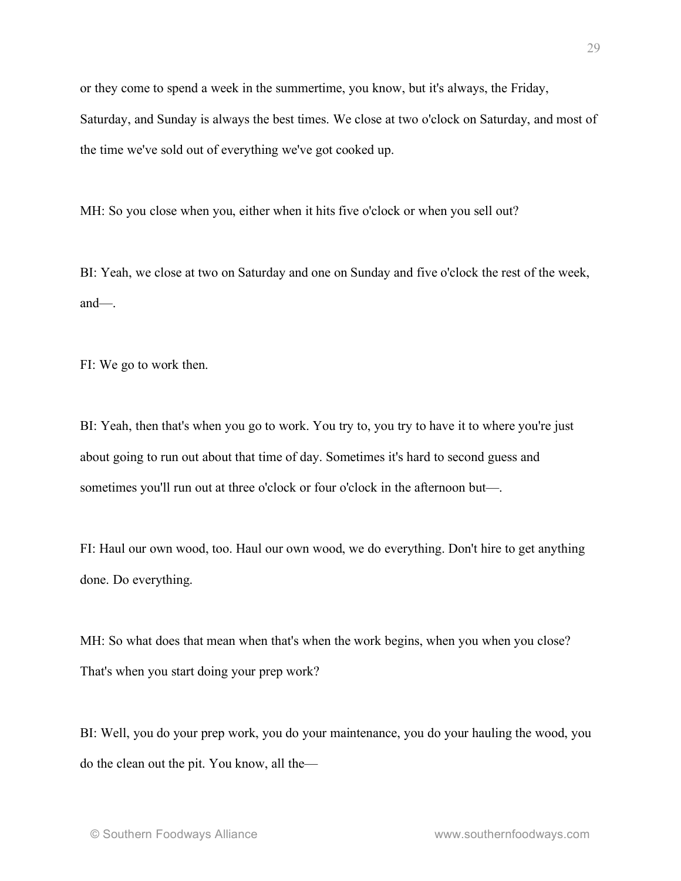or they come to spend a week in the summertime, you know, but it's always, the Friday, Saturday, and Sunday is always the best times. We close at two o'clock on Saturday, and most of the time we've sold out of everything we've got cooked up.

MH: So you close when you, either when it hits five o'clock or when you sell out?

BI: Yeah, we close at two on Saturday and one on Sunday and five o'clock the rest of the week, and—.

FI: We go to work then.

BI: Yeah, then that's when you go to work. You try to, you try to have it to where you're just about going to run out about that time of day. Sometimes it's hard to second guess and sometimes you'll run out at three o'clock or four o'clock in the afternoon but—.

FI: Haul our own wood, too. Haul our own wood, we do everything. Don't hire to get anything done. Do everything.

MH: So what does that mean when that's when the work begins, when you when you close? That's when you start doing your prep work?

BI: Well, you do your prep work, you do your maintenance, you do your hauling the wood, you do the clean out the pit. You know, all the—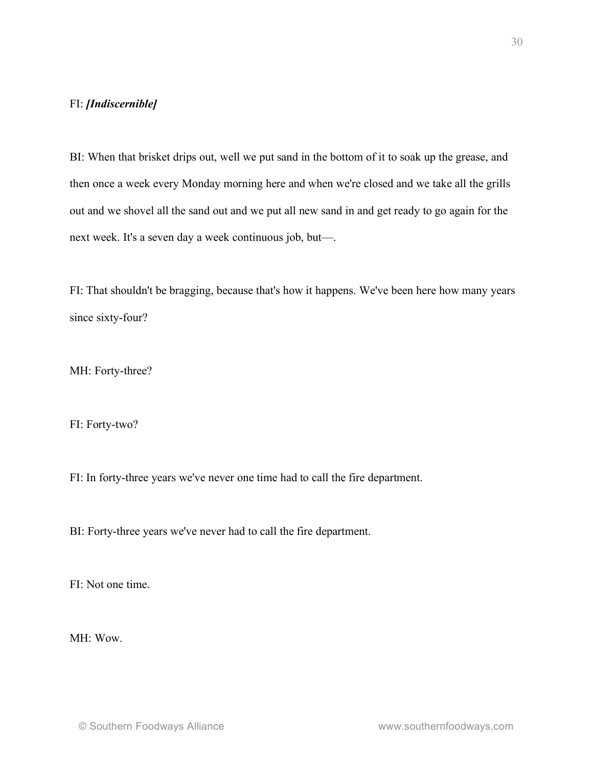FI: ***[Indiscernible]***

BI: When that brisket drips out, well we put sand in the bottom of it to soak up the grease, and then once a week every Monday morning here and when we're closed and we take all the grills out and we shovel all the sand out and we put all new sand in and get ready to go again for the next week. It's a seven day a week continuous job, but—.

FI: That shouldn't be bragging, because that's how it happens. We've been here how many years since sixty-four?

MH: Forty-three?

FI: Forty-two?

FI: In forty-three years we've never one time had to call the fire department.

BI: Forty-three years we've never had to call the fire department.

FI: Not one time.

MH: Wow.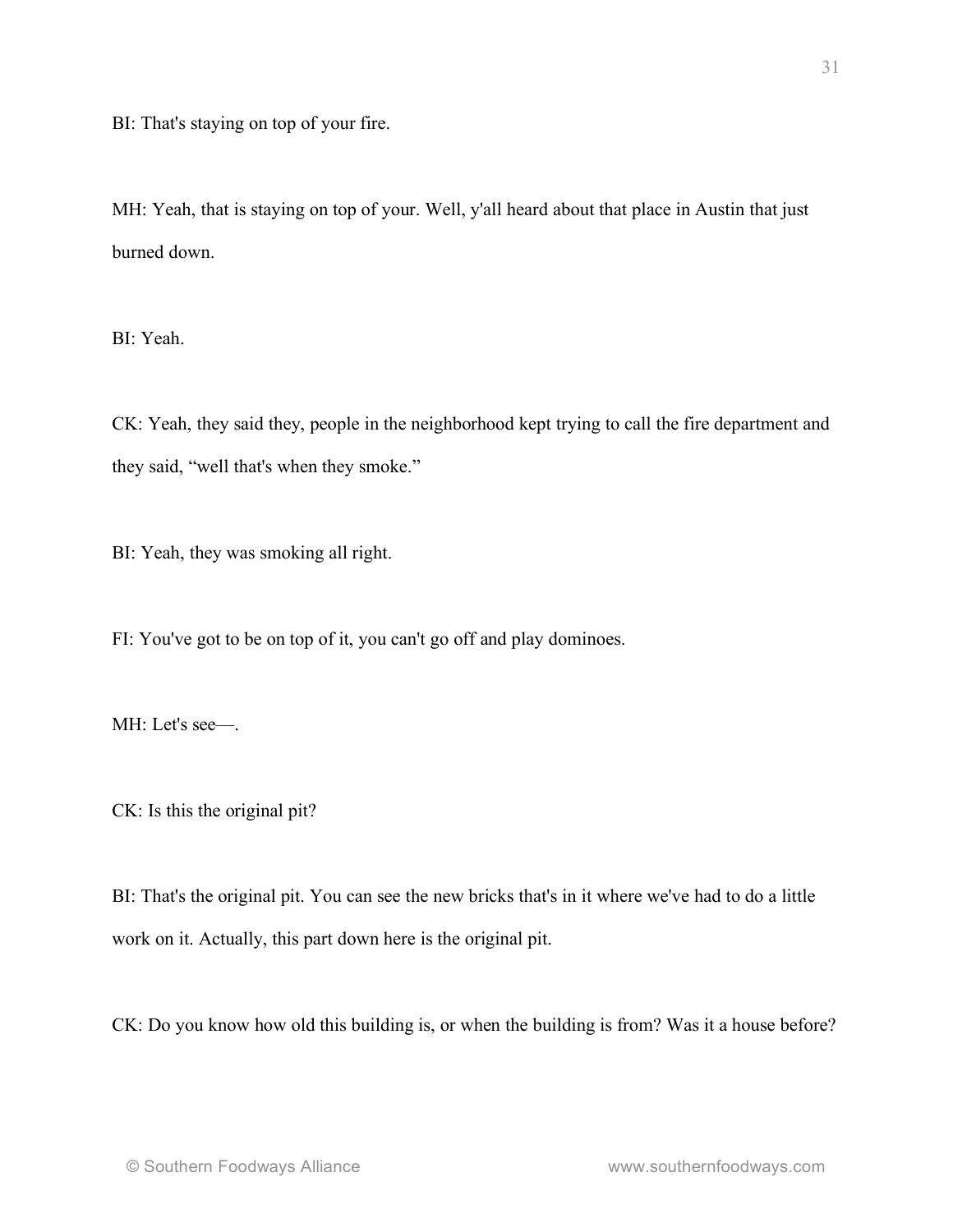BI: That's staying on top of your fire.

MH: Yeah, that is staying on top of your. Well, y'all heard about that place in Austin that just burned down.

BI: Yeah.

CK: Yeah, they said they, people in the neighborhood kept trying to call the fire department and they said, "well that's when they smoke."

BI: Yeah, they was smoking all right.

FI: You've got to be on top of it, you can't go off and play dominoes.

MH: Let's see—.

CK: Is this the original pit?

BI: That's the original pit. You can see the new bricks that's in it where we've had to do a little work on it. Actually, this part down here is the original pit.

CK: Do you know how old this building is, or when the building is from? Was it a house before?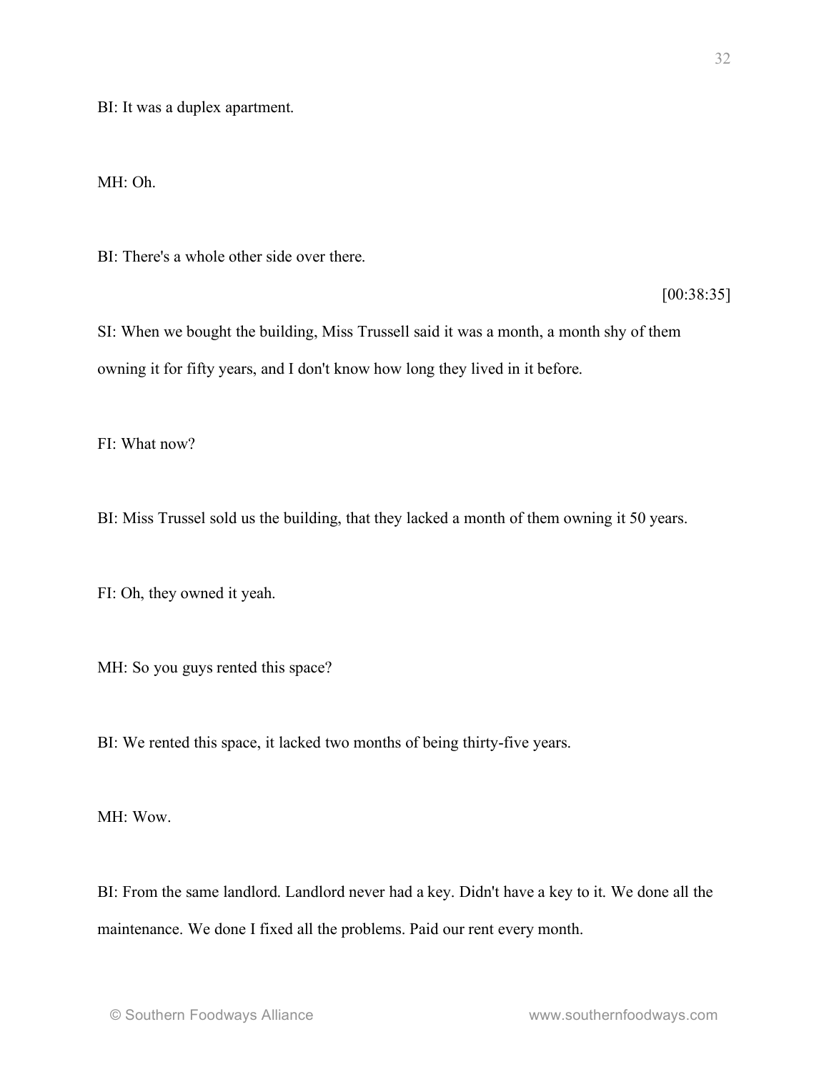BI: It was a duplex apartment.

MH: Oh.

BI: There's a whole other side over there.

[00:38:35]

SI: When we bought the building, Miss Trussell said it was a month, a month shy of them owning it for fifty years, and I don't know how long they lived in it before.

FI: What now?

BI: Miss Trussel sold us the building, that they lacked a month of them owning it 50 years.

FI: Oh, they owned it yeah.

MH: So you guys rented this space?

BI: We rented this space, it lacked two months of being thirty-five years.

MH: Wow.

BI: From the same landlord. Landlord never had a key. Didn't have a key to it. We done all the maintenance. We done I fixed all the problems. Paid our rent every month.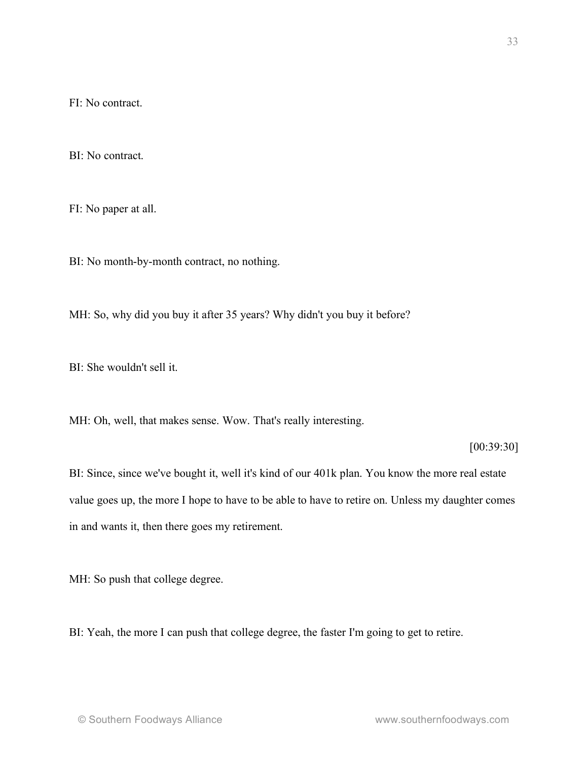FI: No contract.

BI: No contract.

FI: No paper at all.

BI: No month-by-month contract, no nothing.

MH: So, why did you buy it after 35 years? Why didn't you buy it before?

BI: She wouldn't sell it.

MH: Oh, well, that makes sense. Wow. That's really interesting.

[00:39:30]

BI: Since, since we've bought it, well it's kind of our 401k plan. You know the more real estate value goes up, the more I hope to have to be able to have to retire on. Unless my daughter comes in and wants it, then there goes my retirement.

MH: So push that college degree.

BI: Yeah, the more I can push that college degree, the faster I'm going to get to retire.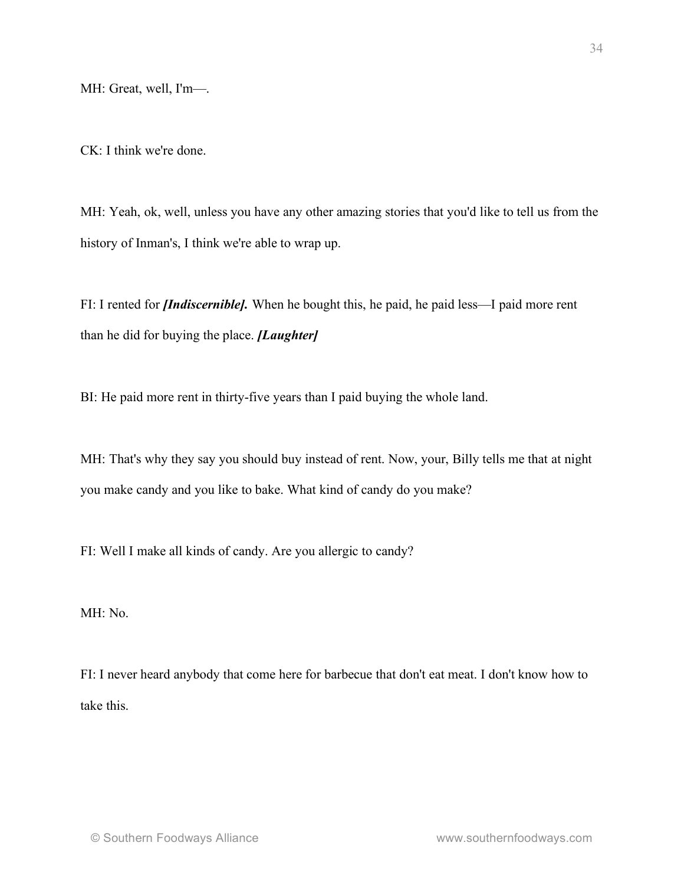MH: Great, well, I'm—.

CK: I think we're done.

MH: Yeah, ok, well, unless you have any other amazing stories that you'd like to tell us from the history of Inman's, I think we're able to wrap up.

FI: I rented for ***[Indiscernible].*** When he bought this, he paid, he paid less—I paid more rent than he did for buying the place. ***[Laughter]***

BI: He paid more rent in thirty-five years than I paid buying the whole land.

MH: That's why they say you should buy instead of rent. Now, your, Billy tells me that at night you make candy and you like to bake. What kind of candy do you make?

FI: Well I make all kinds of candy. Are you allergic to candy?

MH: No.

FI: I never heard anybody that come here for barbecue that don't eat meat. I don't know how to take this.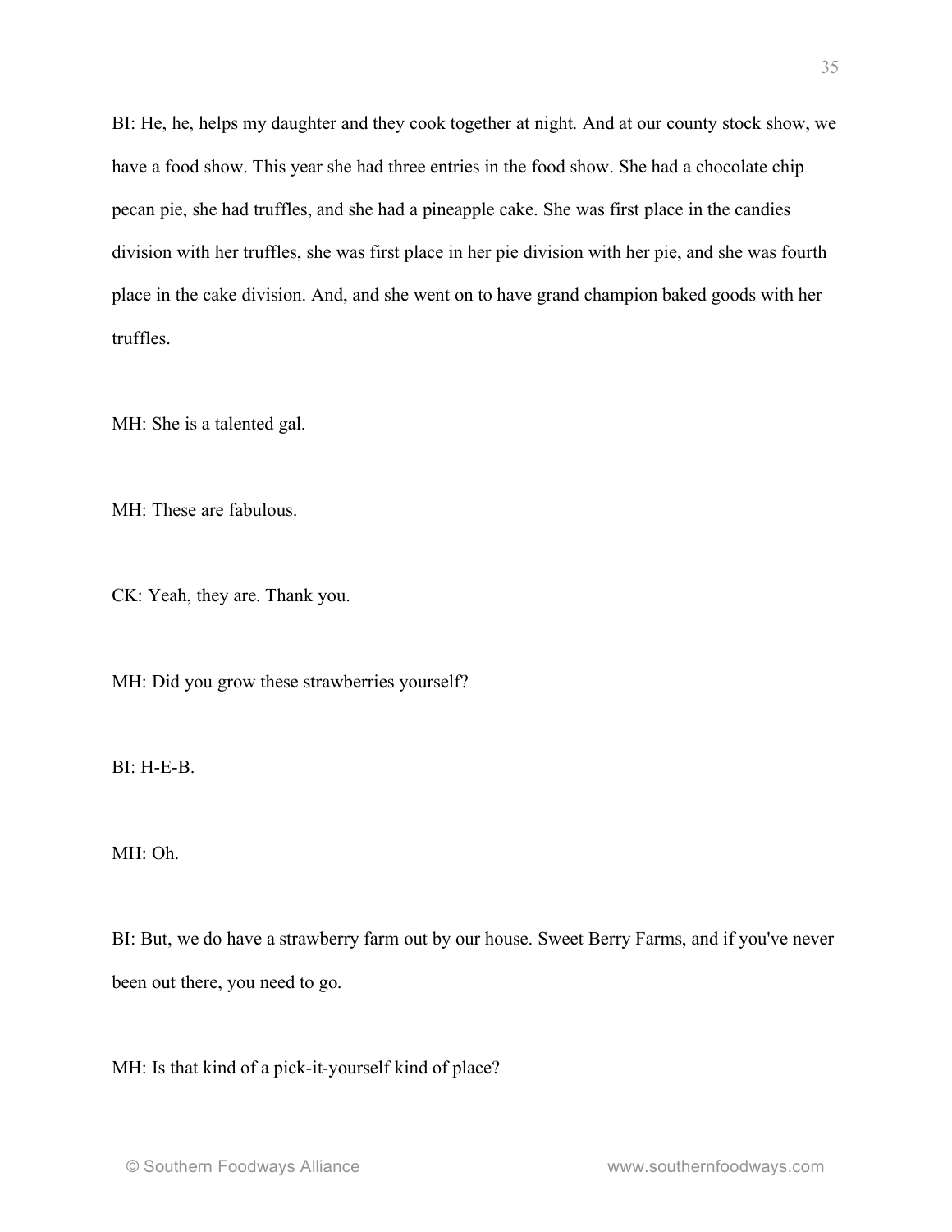BI: He, he, helps my daughter and they cook together at night. And at our county stock show, we have a food show. This year she had three entries in the food show. She had a chocolate chip pecan pie, she had truffles, and she had a pineapple cake. She was first place in the candies division with her truffles, she was first place in her pie division with her pie, and she was fourth place in the cake division. And, and she went on to have grand champion baked goods with her truffles.

MH: She is a talented gal.

MH: These are fabulous.

CK: Yeah, they are. Thank you.

MH: Did you grow these strawberries yourself?

BI: H-E-B.

MH: Oh.

BI: But, we do have a strawberry farm out by our house. Sweet Berry Farms, and if you've never been out there, you need to go.

MH: Is that kind of a pick-it-yourself kind of place?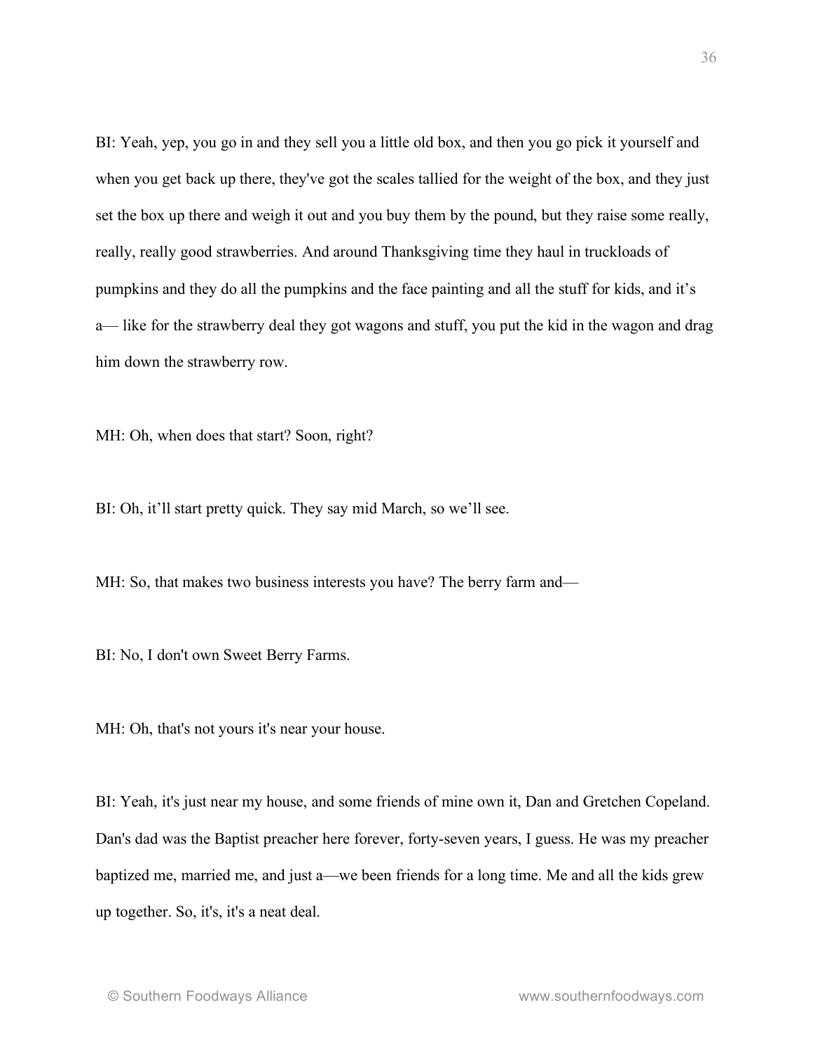BI: Yeah, yep, you go in and they sell you a little old box, and then you go pick it yourself and when you get back up there, they've got the scales tallied for the weight of the box, and they just set the box up there and weigh it out and you buy them by the pound, but they raise some really, really, really good strawberries. And around Thanksgiving time they haul in truckloads of pumpkins and they do all the pumpkins and the face painting and all the stuff for kids, and it's a— like for the strawberry deal they got wagons and stuff, you put the kid in the wagon and drag him down the strawberry row.

MH: Oh, when does that start? Soon, right?

BI: Oh, it'll start pretty quick. They say mid March, so we'll see.

MH: So, that makes two business interests you have? The berry farm and—

BI: No, I don't own Sweet Berry Farms.

MH: Oh, that's not yours it's near your house.

BI: Yeah, it's just near my house, and some friends of mine own it, Dan and Gretchen Copeland. Dan's dad was the Baptist preacher here forever, forty-seven years, I guess. He was my preacher baptized me, married me, and just a—we been friends for a long time. Me and all the kids grew up together. So, it's, it's a neat deal.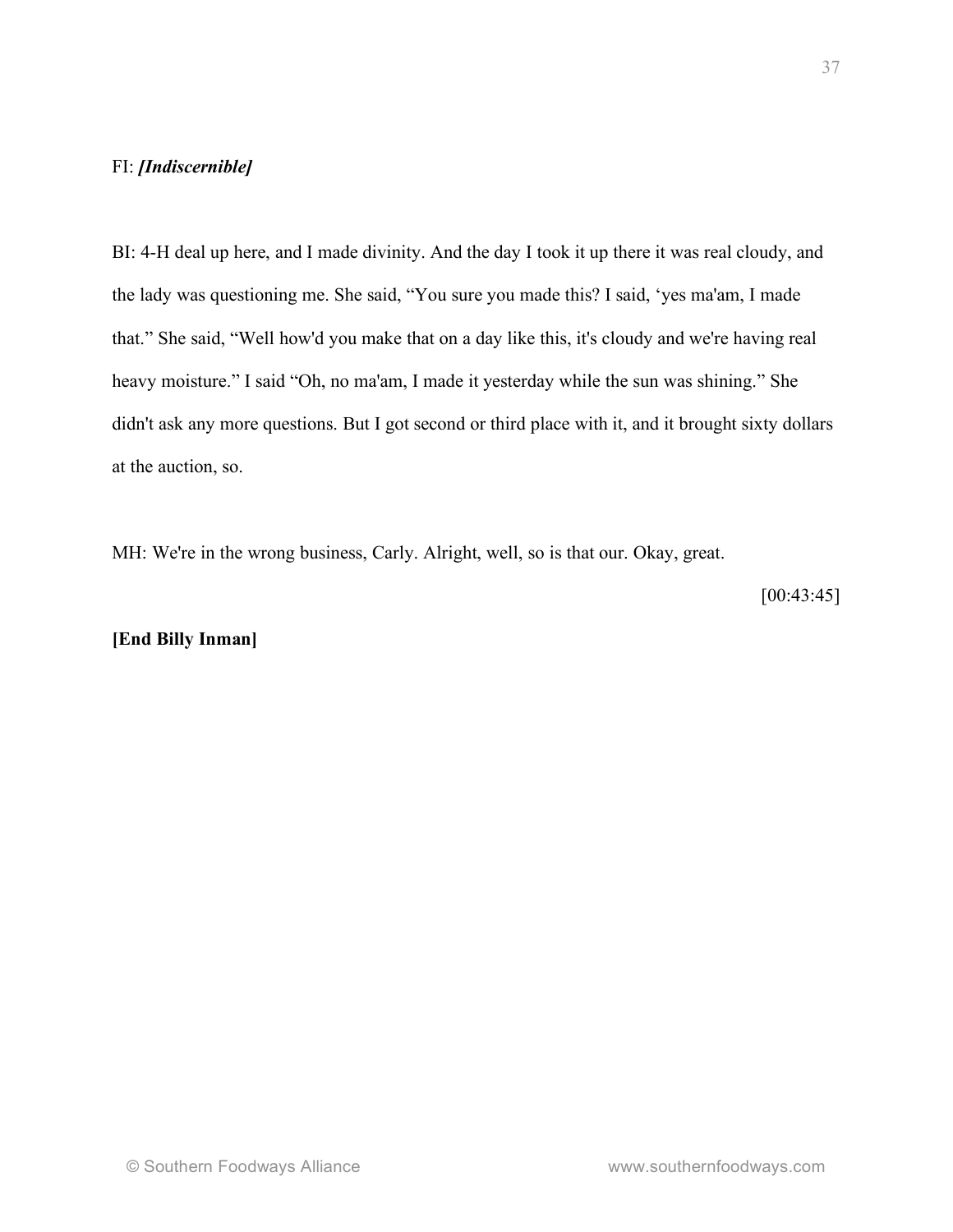FI: ***[Indiscernible]***

BI: 4-H deal up here, and I made divinity. And the day I took it up there it was real cloudy, and the lady was questioning me. She said, "You sure you made this? I said, 'yes ma'am, I made that." She said, "Well how'd you make that on a day like this, it's cloudy and we're having real heavy moisture." I said "Oh, no ma'am, I made it yesterday while the sun was shining." She didn't ask any more questions. But I got second or third place with it, and it brought sixty dollars at the auction, so.

MH: We're in the wrong business, Carly. Alright, well, so is that our. Okay, great.

[00:43:45]

**[End Billy Inman]**